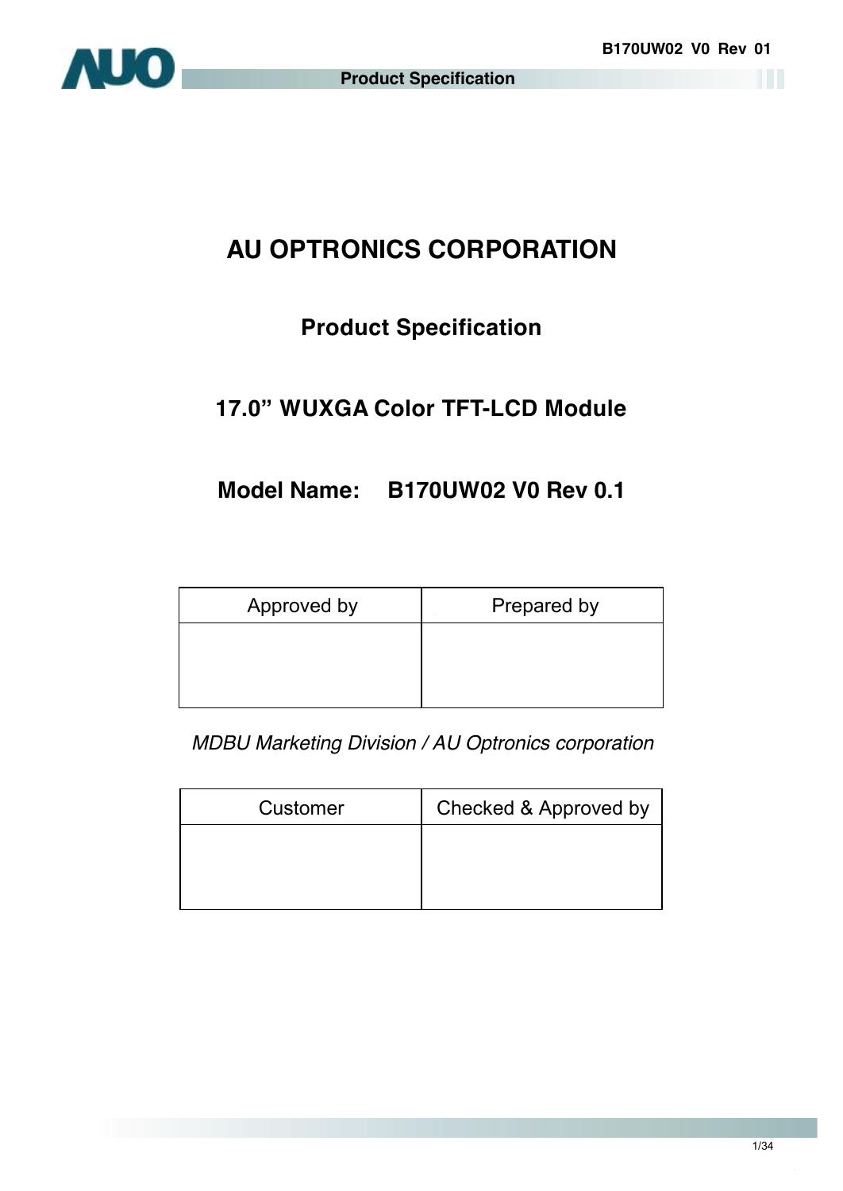# AU OPTRONICS CORPORATION

## Product Specification

## 17.0” WUXGA Color TFT-LCD Module

## Model Name: B170UW02 V0 Rev 0.1

| Approved by | Prepared by |
| --- | --- |
| | |

*MDBU Marketing Division / AU Optronics corporation*

| Customer | Checked & Approved by |
| --- | --- |
| | |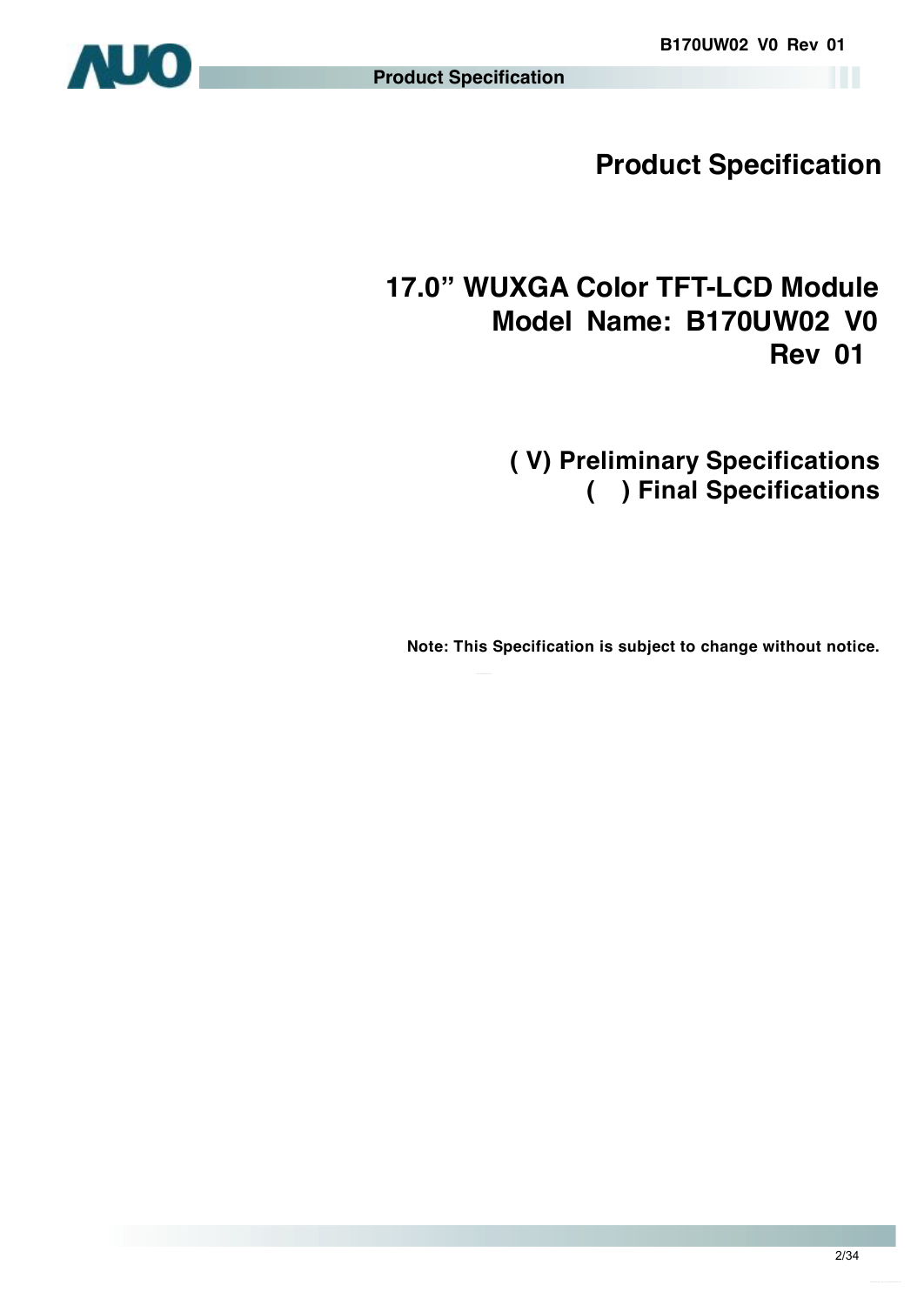# Product Specification

## 17.0” WUXGA Color TFT-LCD Module
## Model Name: B170UW02 V0
## Rev 01

**( V) Preliminary Specifications**
**(   ) Final Specifications**

**Note: This Specification is subject to change without notice.**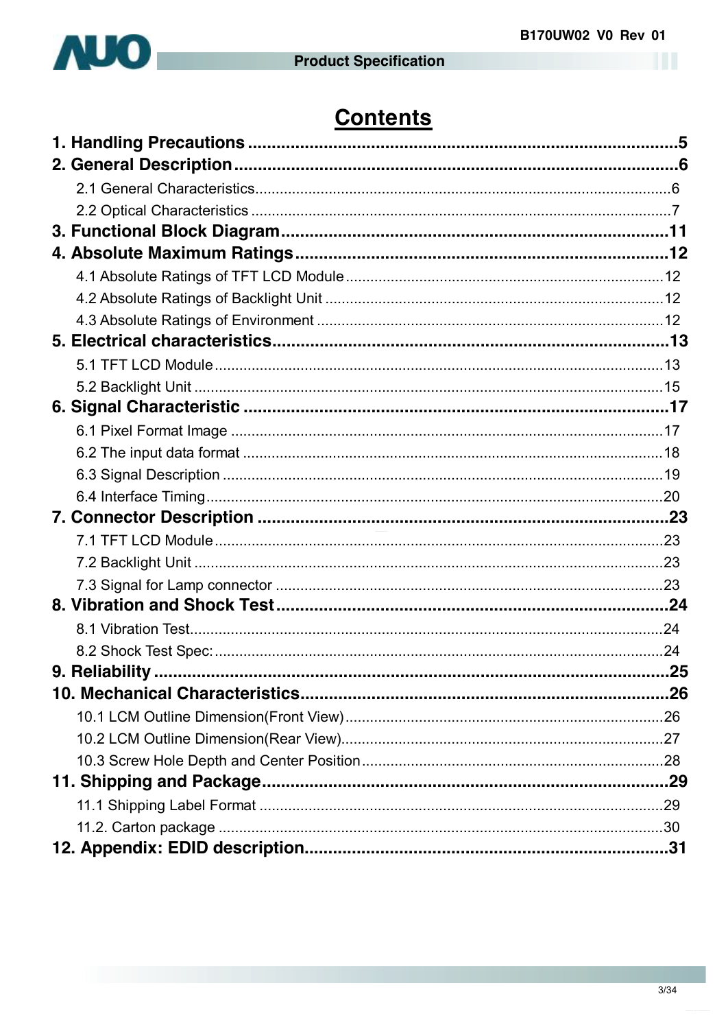# Contents

**1. Handling Precautions ............................................................................................5**

**2. General Description ..............................................................................................6**

- 2.1 General Characteristics.....................................................................................................6
- 2.2 Optical Characteristics .....................................................................................................7

**3. Functional Block Diagram..................................................................................11**

**4. Absolute Maximum Ratings ...............................................................................12**

- 4.1 Absolute Ratings of TFT LCD Module ............................................................................12
- 4.2 Absolute Ratings of Backlight Unit ..................................................................................12
- 4.3 Absolute Ratings of Environment ....................................................................................12

**5. Electrical characteristics.....................................................................................13**

- 5.1 TFT LCD Module .............................................................................................................13
- 5.2 Backlight Unit ..................................................................................................................15

**6. Signal Characteristic ..........................................................................................17**

- 6.1 Pixel Format Image .........................................................................................................17
- 6.2 The input data format ......................................................................................................18
- 6.3 Signal Description ...........................................................................................................19
- 6.4 Interface Timing...............................................................................................................20

**7. Connector Description .......................................................................................23**

- 7.1 TFT LCD Module .............................................................................................................23
- 7.2 Backlight Unit ..................................................................................................................23
- 7.3 Signal for Lamp connector ..............................................................................................23

**8. Vibration and Shock Test ...................................................................................24**

- 8.1 Vibration Test...................................................................................................................24
- 8.2 Shock Test Spec: .............................................................................................................24

**9. Reliability ............................................................................................................25**

**10. Mechanical Characteristics...............................................................................26**

- 10.1 LCM Outline Dimension(Front View) ..............................................................................26
- 10.2 LCM Outline Dimension(Rear View)...............................................................................27
- 10.3 Screw Hole Depth and Center Position ..........................................................................28

**11. Shipping and Package......................................................................................29**

- 11.1 Shipping Label Format ...................................................................................................29
- 11.2. Carton package ............................................................................................................30

**12. Appendix: EDID description.............................................................................31**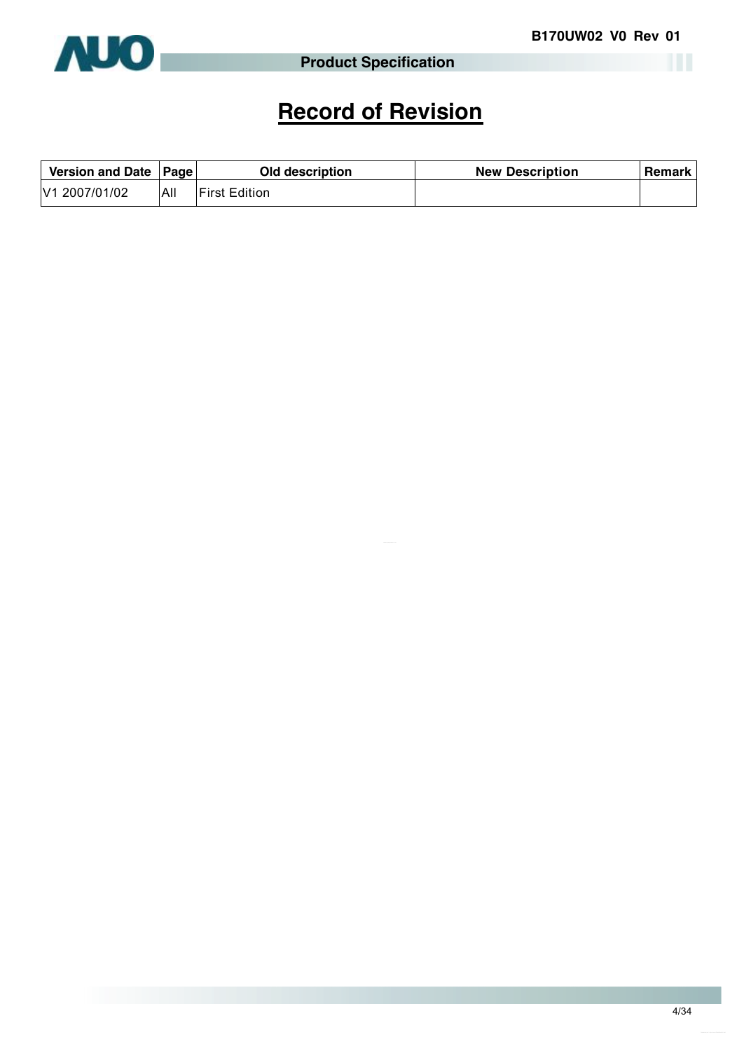# Record of Revision

| Version and Date | Page | Old description | New Description | Remark |
|---|---|---|---|---|
| V1 2007/01/02 | All | First Edition | | |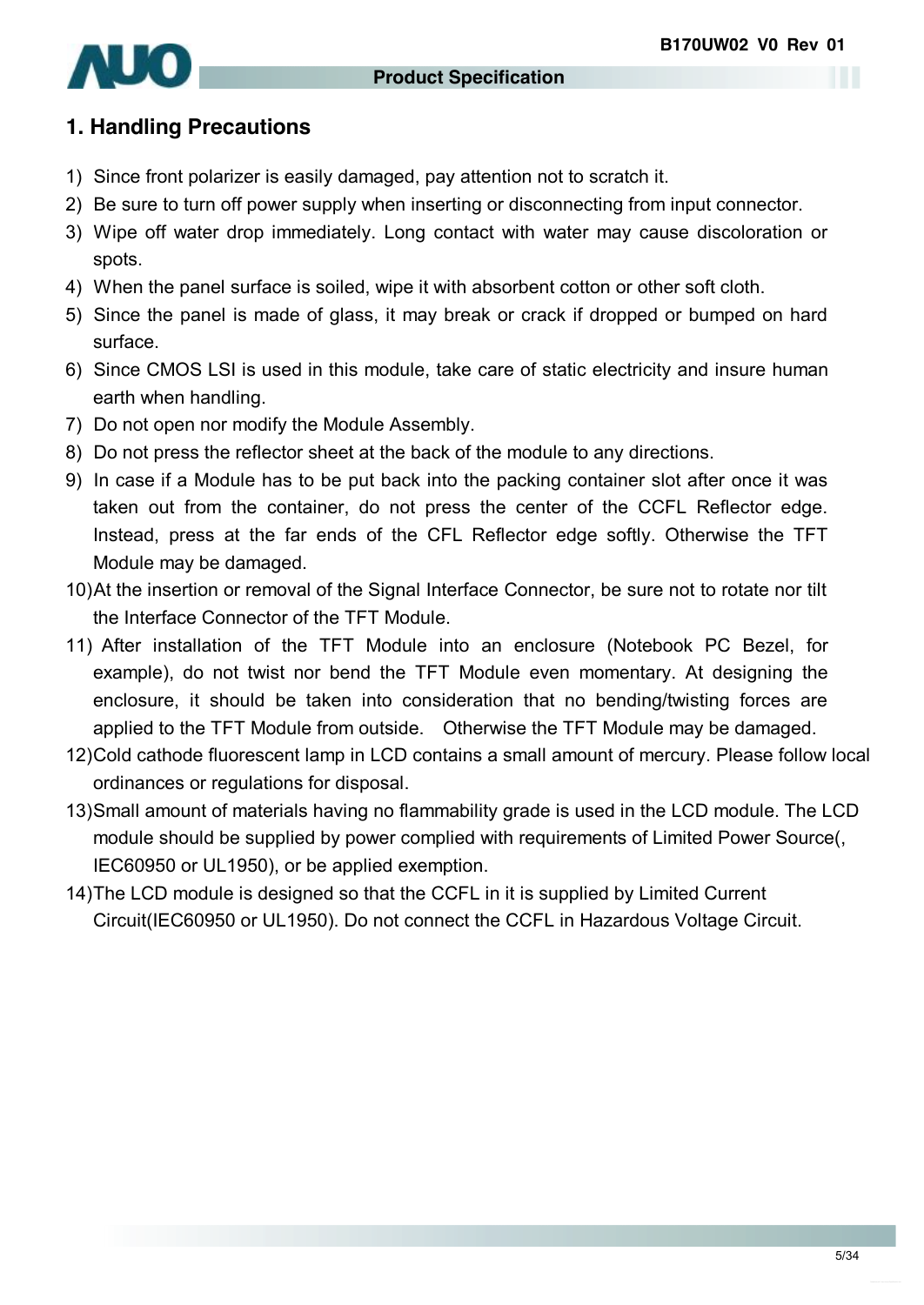# 1. Handling Precautions

1) Since front polarizer is easily damaged, pay attention not to scratch it.
2) Be sure to turn off power supply when inserting or disconnecting from input connector.
3) Wipe off water drop immediately. Long contact with water may cause discoloration or spots.
4) When the panel surface is soiled, wipe it with absorbent cotton or other soft cloth.
5) Since the panel is made of glass, it may break or crack if dropped or bumped on hard surface.
6) Since CMOS LSI is used in this module, take care of static electricity and insure human earth when handling.
7) Do not open nor modify the Module Assembly.
8) Do not press the reflector sheet at the back of the module to any directions.
9) In case if a Module has to be put back into the packing container slot after once it was taken out from the container, do not press the center of the CCFL Reflector edge. Instead, press at the far ends of the CFL Reflector edge softly. Otherwise the TFT Module may be damaged.
10) At the insertion or removal of the Signal Interface Connector, be sure not to rotate nor tilt the Interface Connector of the TFT Module.
11) After installation of the TFT Module into an enclosure (Notebook PC Bezel, for example), do not twist nor bend the TFT Module even momentary. At designing the enclosure, it should be taken into consideration that no bending/twisting forces are applied to the TFT Module from outside. Otherwise the TFT Module may be damaged.
12) Cold cathode fluorescent lamp in LCD contains a small amount of mercury. Please follow local ordinances or regulations for disposal.
13) Small amount of materials having no flammability grade is used in the LCD module. The LCD module should be supplied by power complied with requirements of Limited Power Source(, IEC60950 or UL1950), or be applied exemption.
14) The LCD module is designed so that the CCFL in it is supplied by Limited Current Circuit(IEC60950 or UL1950). Do not connect the CCFL in Hazardous Voltage Circuit.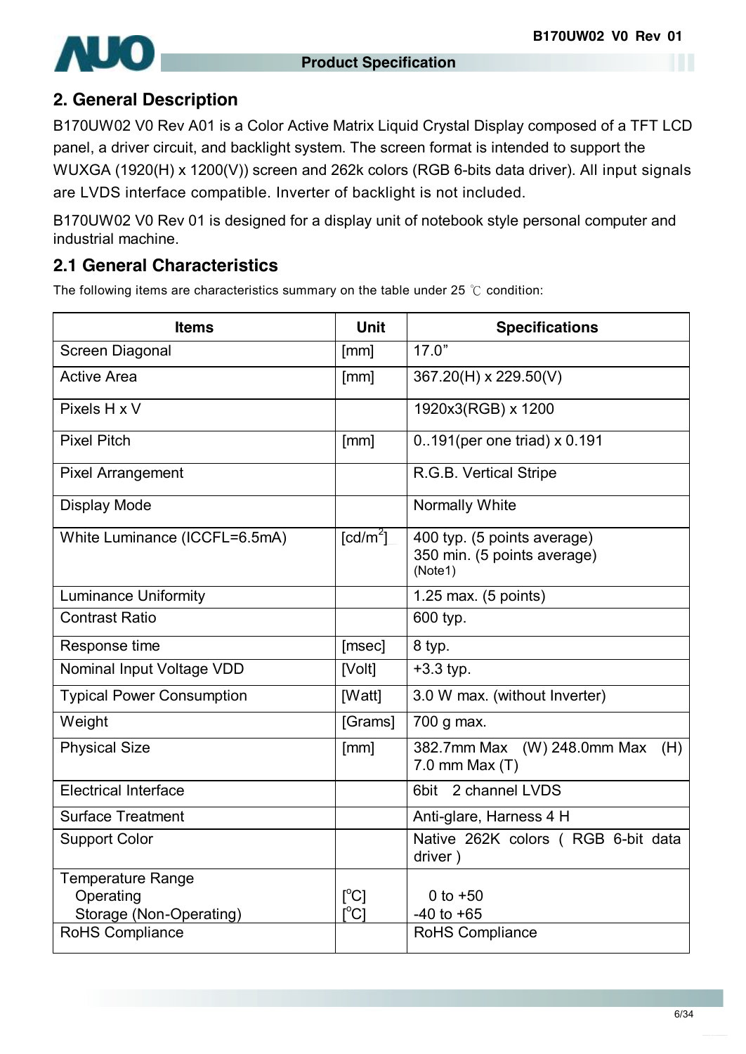## 2. General Description

B170UW02 V0 Rev A01 is a Color Active Matrix Liquid Crystal Display composed of a TFT LCD panel, a driver circuit, and backlight system. The screen format is intended to support the WUXGA (1920(H) x 1200(V)) screen and 262k colors (RGB 6-bits data driver). All input signals are LVDS interface compatible. Inverter of backlight is not included.

B170UW02 V0 Rev 01 is designed for a display unit of notebook style personal computer and industrial machine.

## 2.1 General Characteristics

The following items are characteristics summary on the table under 25 ℃ condition:

| Items | Unit | Specifications |
|---|---|---|
| Screen Diagonal | [mm] | 17.0" |
| Active Area | [mm] | 367.20(H) x 229.50(V) |
| Pixels H x V | | 1920x3(RGB) x 1200 |
| Pixel Pitch | [mm] | 0..191(per one triad) x 0.191 |
| Pixel Arrangement | | R.G.B. Vertical Stripe |
| Display Mode | | Normally White |
| White Luminance (ICCFL=6.5mA) | [cd/m$^2$] | 400 typ. (5 points average)<br>350 min. (5 points average)<br>(Note1) |
| Luminance Uniformity | | 1.25 max. (5 points) |
| Contrast Ratio | | 600 typ. |
| Response time | [msec] | 8 typ. |
| Nominal Input Voltage VDD | [Volt] | +3.3 typ. |
| Typical Power Consumption | [Watt] | 3.0 W max. (without Inverter) |
| Weight | [Grams] | 700 g max. |
| Physical Size | [mm] | 382.7mm Max (W) 248.0mm Max (H) 7.0 mm Max (T) |
| Electrical Interface | | 6bit 2 channel LVDS |
| Surface Treatment | | Anti-glare, Harness 4 H |
| Support Color | | Native 262K colors ( RGB 6-bit data driver ) |
| Temperature Range<br>Operating<br>Storage (Non-Operating) | <br>[$^o$C]<br>[$^o$C] | <br>0 to +50<br>-40 to +65 |
| RoHS Compliance | | RoHS Compliance |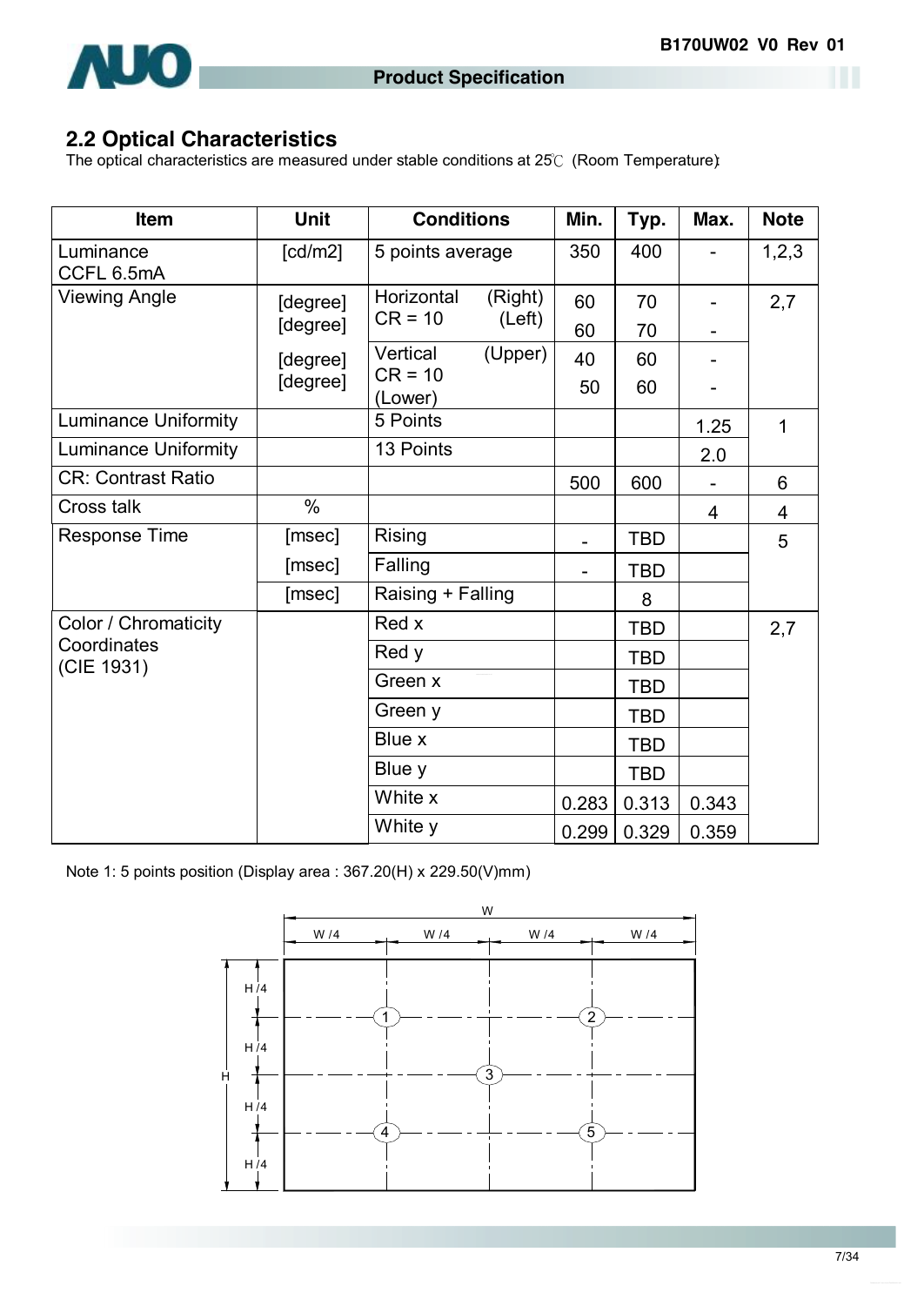## 2.2 Optical Characteristics

The optical characteristics are measured under stable conditions at 25℃ (Room Temperature):

| Item | Unit | Conditions | | Min. | Typ. | Max. | Note |
|---|---|---|---|---|---|---|---|
| Luminance CCFL 6.5mA | [cd/m2] | 5 points average | | 350 | 400 | - | 1,2,3 |
| Viewing Angle | [degree] | Horizontal CR = 10 | (Right) | 60 | 70 | - | 2,7 |
| | [degree] | | (Left) | 60 | 70 | - | |
| | [degree] | Vertical CR = 10 | (Upper) | 40 | 60 | - | |
| | [degree] | | (Lower) | 50 | 60 | - | |
| Luminance Uniformity | | 5 Points | | | | 1.25 | 1 |
| Luminance Uniformity | | 13 Points | | | | 2.0 | |
| CR: Contrast Ratio | | | | 500 | 600 | - | 6 |
| Cross talk | % | | | | | 4 | 4 |
| Response Time | [msec] | Rising | | - | TBD | | 5 |
| | [msec] | Falling | | - | TBD | | |
| | [msec] | Raising + Falling | | | 8 | | |
| Color / Chromaticity Coordinates (CIE 1931) | | Red x | | | TBD | | 2,7 |
| | | Red y | | | TBD | | |
| | | Green x | | | TBD | | |
| | | Green y | | | TBD | | |
| | | Blue x | | | TBD | | |
| | | Blue y | | | TBD | | |
| | | White x | | 0.283 | 0.313 | 0.343 | |
| | | White y | | 0.299 | 0.329 | 0.359 | |

Note 1: 5 points position (Display area : 367.20(H) x 229.50(V)mm)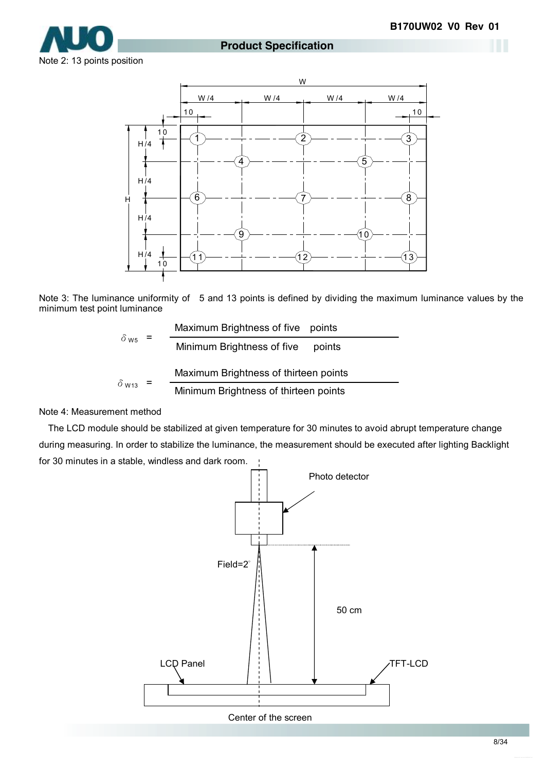Note 2: 13 points position

Note 3: The luminance uniformity of 5 and 13 points is defined by dividing the maximum luminance values by the minimum test point luminance

$$\delta_{W5} = \frac{\text{Maximum Brightness of five points}}{\text{Minimum Brightness of five points}}$$

$$\delta_{W13} = \frac{\text{Maximum Brightness of thirteen points}}{\text{Minimum Brightness of thirteen points}}$$

Note 4: Measurement method

The LCD module should be stabilized at given temperature for 30 minutes to avoid abrupt temperature change during measuring. In order to stabilize the luminance, the measurement should be executed after lighting Backlight for 30 minutes in a stable, windless and dark room.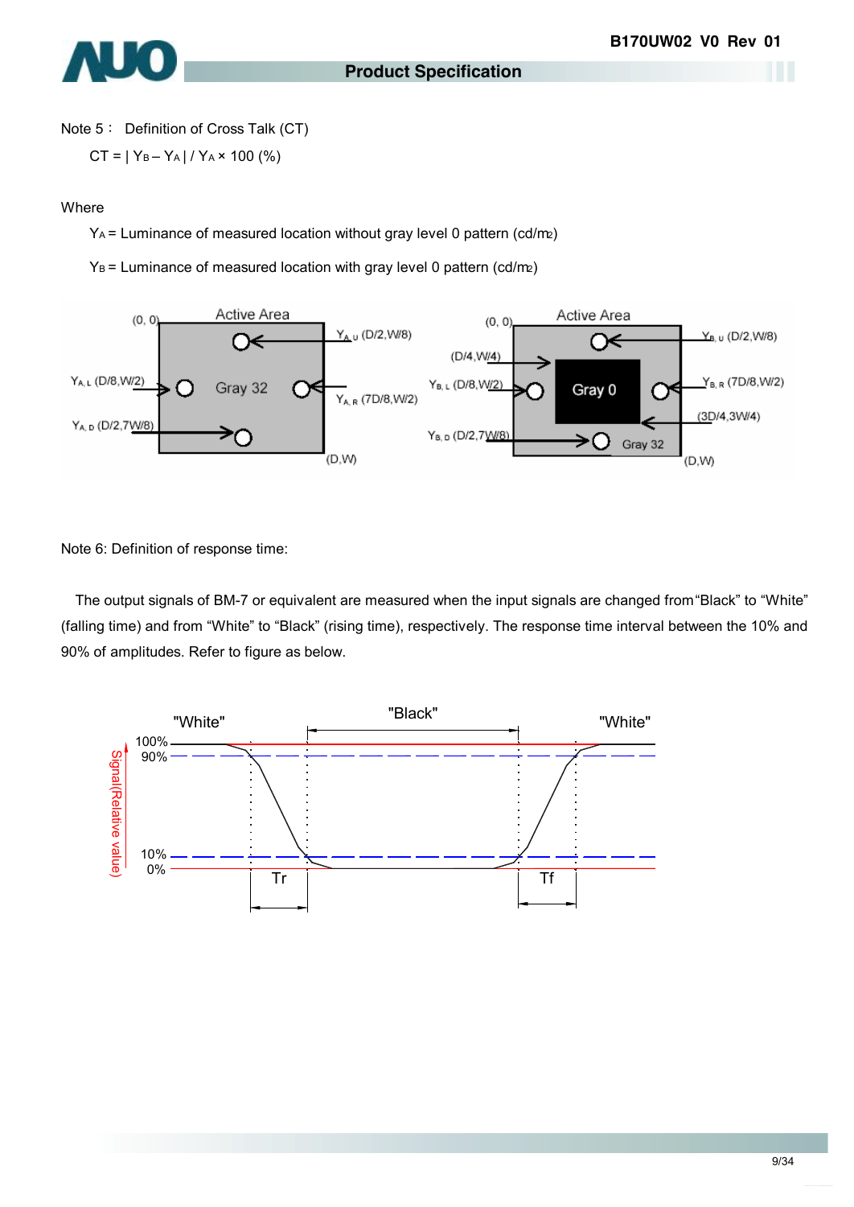Note 5： Definition of Cross Talk (CT)

$CT = | Y_B - Y_A | / Y_A \times 100$ (%)

Where

$Y_A$ = Luminance of measured location without gray level 0 pattern (cd/m2)

$Y_B$ = Luminance of measured location with gray level 0 pattern (cd/m2)

Note 6: Definition of response time:

The output signals of BM-7 or equivalent are measured when the input signals are changed from "Black" to "White" (falling time) and from "White" to "Black" (rising time), respectively. The response time interval between the 10% and 90% of amplitudes. Refer to figure as below.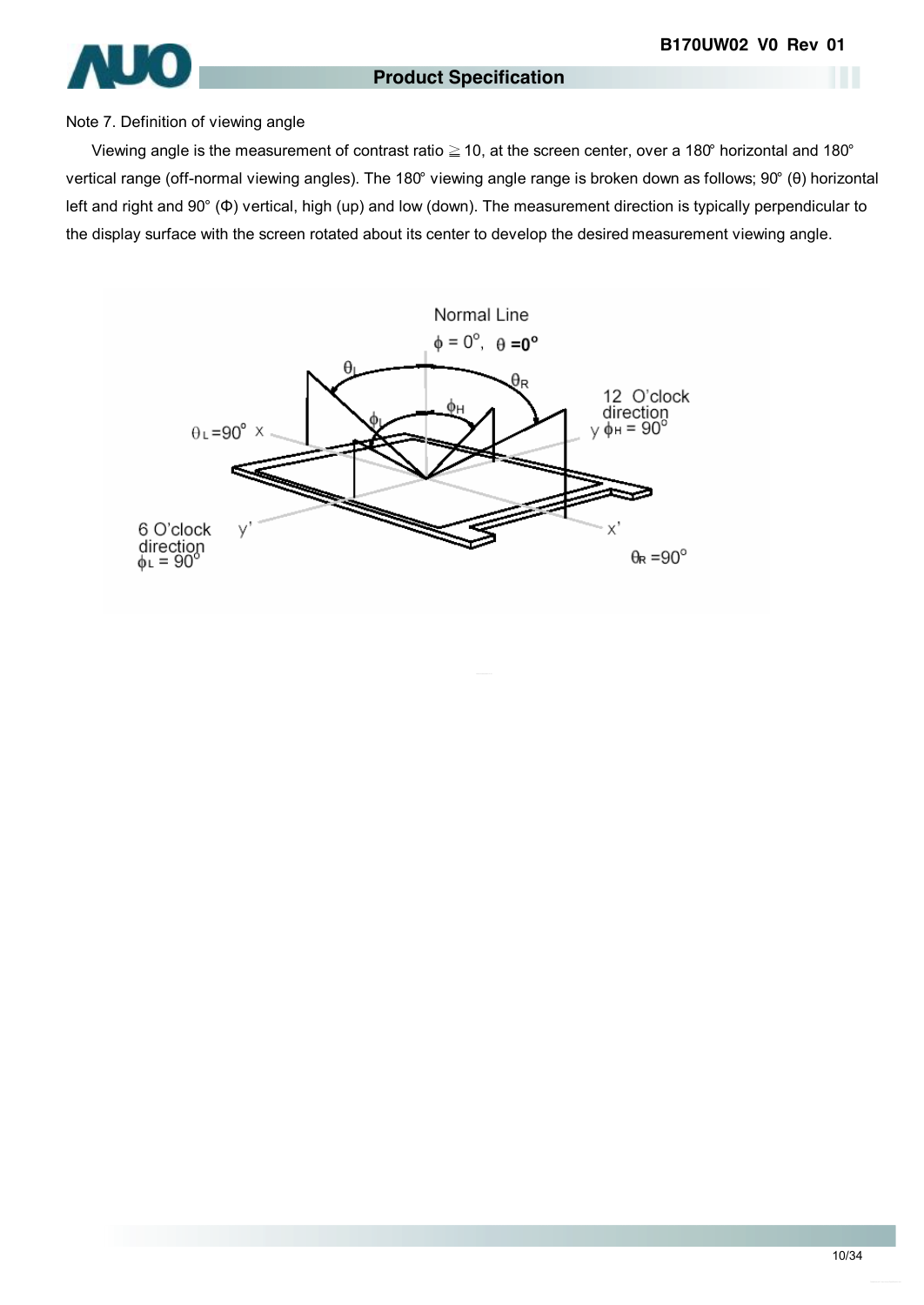Note 7. Definition of viewing angle

Viewing angle is the measurement of contrast ratio ≧ 10, at the screen center, over a 180° horizontal and 180° vertical range (off-normal viewing angles). The 180° viewing angle range is broken down as follows; 90° (θ) horizontal left and right and 90° (Φ) vertical, high (up) and low (down). The measurement direction is typically perpendicular to the display surface with the screen rotated about its center to develop the desired measurement viewing angle.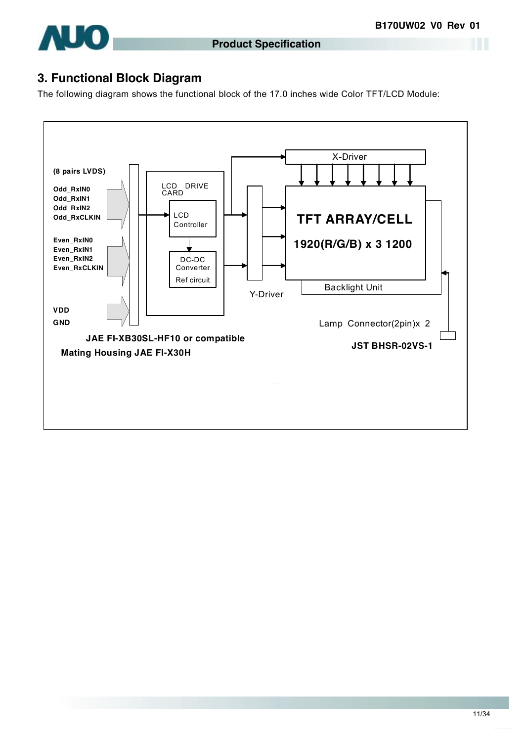## 3. Functional Block Diagram

The following diagram shows the functional block of the 17.0 inches wide Color TFT/LCD Module:

(8 pairs LVDS)

Odd_RxIN0
Odd_RxIN1
Odd_RxIN2
Odd_RxCLKIN

Even_RxIN0
Even_RxIN1
Even_RxIN2
Even_RxCLKIN

VDD
GND

LCD DRIVE CARD

LCD Controller

DC-DC Converter

Ref circuit

X-Driver

Y-Driver

TFT ARRAY/CELL

1920(R/G/B) x 3 1200

Backlight Unit

Lamp Connector(2pin)x 2

**JAE FI-XB30SL-HF10 or compatible**

**Mating Housing JAE FI-X30H**

**JST BHSR-02VS-1**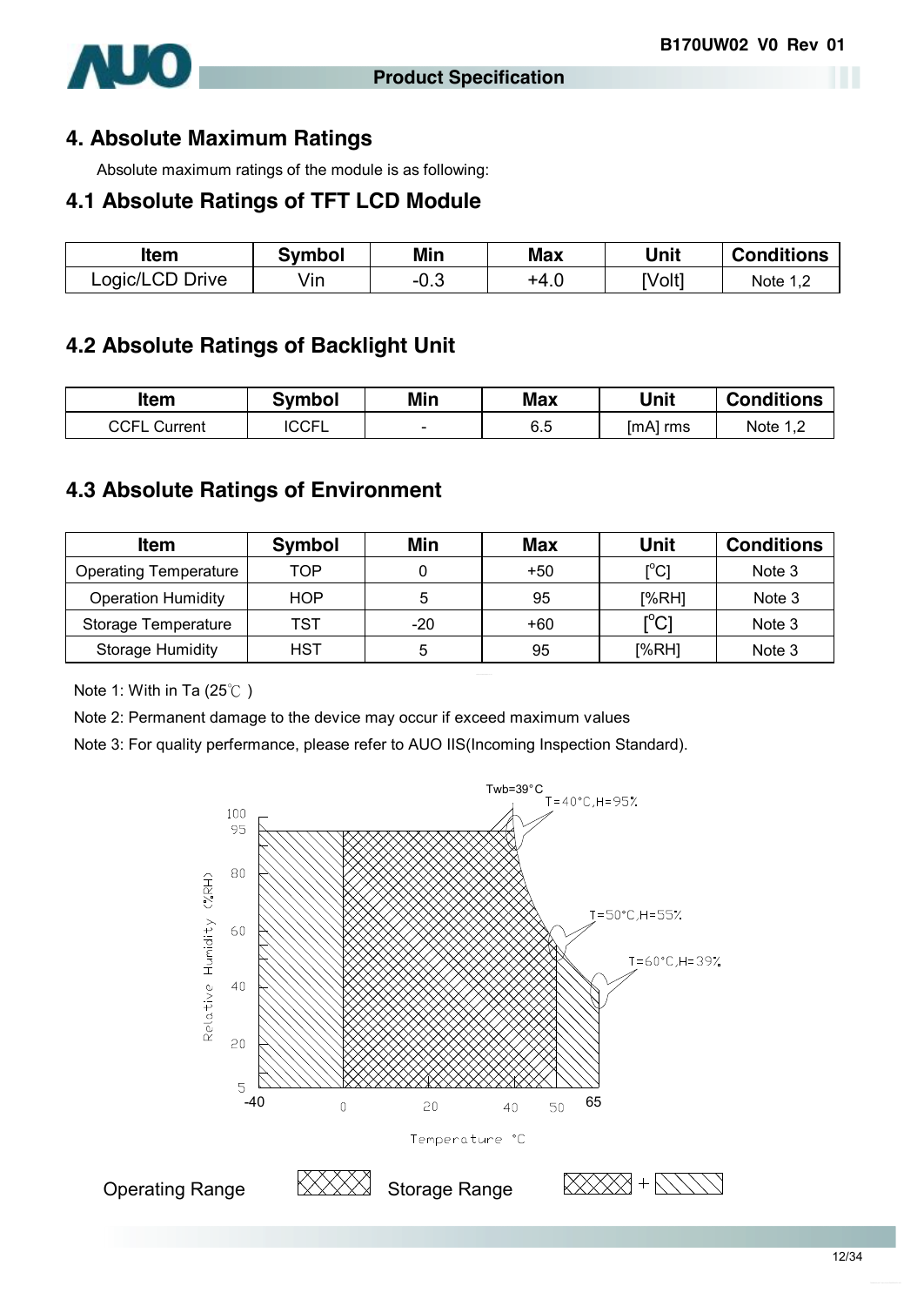## 4. Absolute Maximum Ratings

Absolute maximum ratings of the module is as following:

### 4.1 Absolute Ratings of TFT LCD Module

| Item | Symbol | Min | Max | Unit | Conditions |
|---|---|---|---|---|---|
| Logic/LCD Drive | Vin | -0.3 | +4.0 | [Volt] | Note 1,2 |

### 4.2 Absolute Ratings of Backlight Unit

| Item | Symbol | Min | Max | Unit | Conditions |
|---|---|---|---|---|---|
| CCFL Current | ICCFL | - | 6.5 | [mA] rms | Note 1,2 |

### 4.3 Absolute Ratings of Environment

| Item | Symbol | Min | Max | Unit | Conditions |
|---|---|---|---|---|---|
| Operating Temperature | TOP | 0 | +50 | [°C] | Note 3 |
| Operation Humidity | HOP | 5 | 95 | [%RH] | Note 3 |
| Storage Temperature | TST | -20 | +60 | [°C] | Note 3 |
| Storage Humidity | HST | 5 | 95 | [%RH] | Note 3 |

Note 1: With in Ta (25℃ )

Note 2: Permanent damage to the device may occur if exceed maximum values

Note 3: For quality perfermance, please refer to AUO IIS(Incoming Inspection Standard).

Twb=39°C

T=40°C,H=95%

T=50°C,H=55%

T=60°C,H=39%

Relative Humidity (%RH)

Temperature °C

Operating Range

Storage Range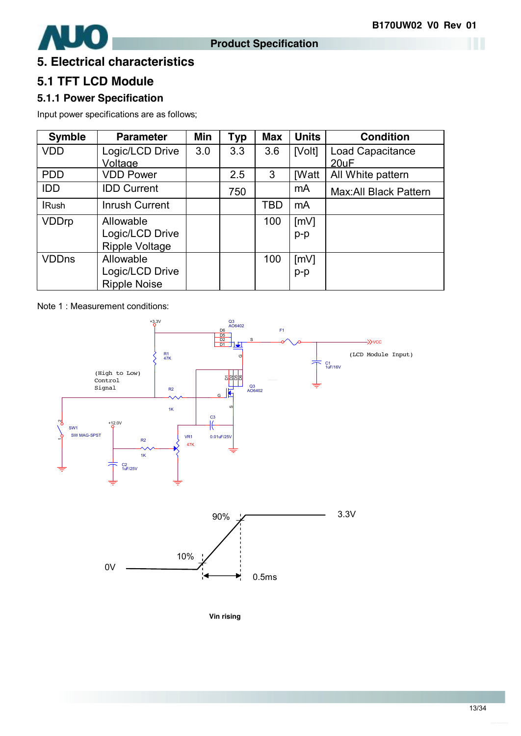# 5. Electrical characteristics

## 5.1 TFT LCD Module

### 5.1.1 Power Specification

Input power specifications are as follows;

| Symble | Parameter | Min | Typ | Max | Units | Condition |
|---|---|---|---|---|---|---|
| VDD | Logic/LCD Drive Voltage | 3.0 | 3.3 | 3.6 | [Volt] | Load Capacitance 20uF |
| PDD | VDD Power | | 2.5 | 3 | [Watt | All White pattern |
| IDD | IDD Current | | 750 | | mA | Max:All Black Pattern |
| IRush | Inrush Current | | | TBD | mA | |
| VDDrp | Allowable Logic/LCD Drive Ripple Voltage | | | 100 | [mV] p-p | |
| VDDns | Allowable Logic/LCD Drive Ripple Noise | | | 100 | [mV] p-p | |

Note 1 : Measurement conditions:

Vin rising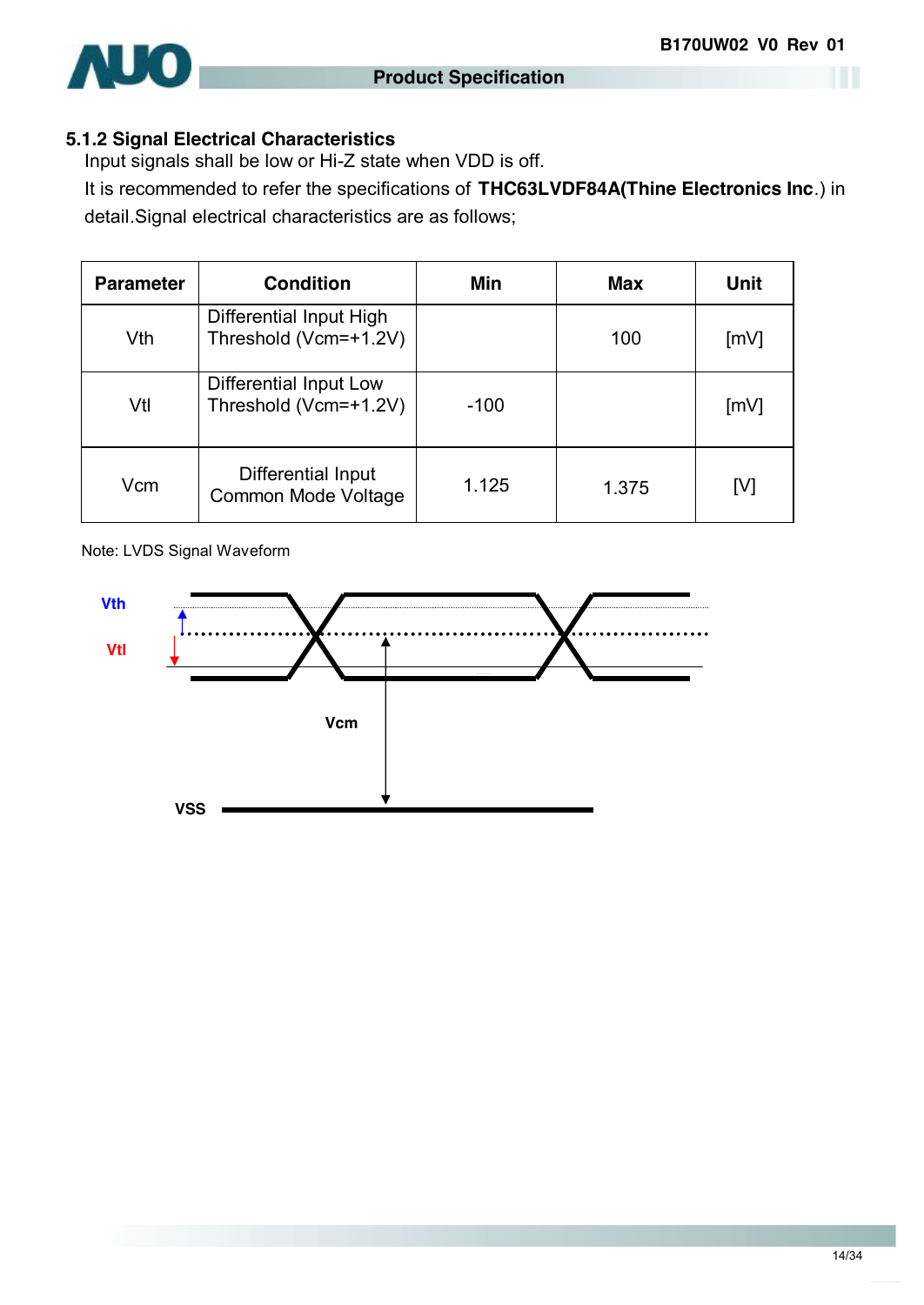### 5.1.2 Signal Electrical Characteristics

Input signals shall be low or Hi-Z state when VDD is off.

It is recommended to refer the specifications of **THC63LVDF84A(Thine Electronics Inc**.) in detail.Signal electrical characteristics are as follows;

| Parameter | Condition | Min | Max | Unit |
|---|---|---|---|---|
| Vth | Differential Input High Threshold (Vcm=+1.2V) | | 100 | [mV] |
| Vtl | Differential Input Low Threshold (Vcm=+1.2V) | -100 | | [mV] |
| Vcm | Differential Input Common Mode Voltage | 1.125 | 1.375 | [V] |

Note: LVDS Signal Waveform

Vth

Vtl

Vcm

VSS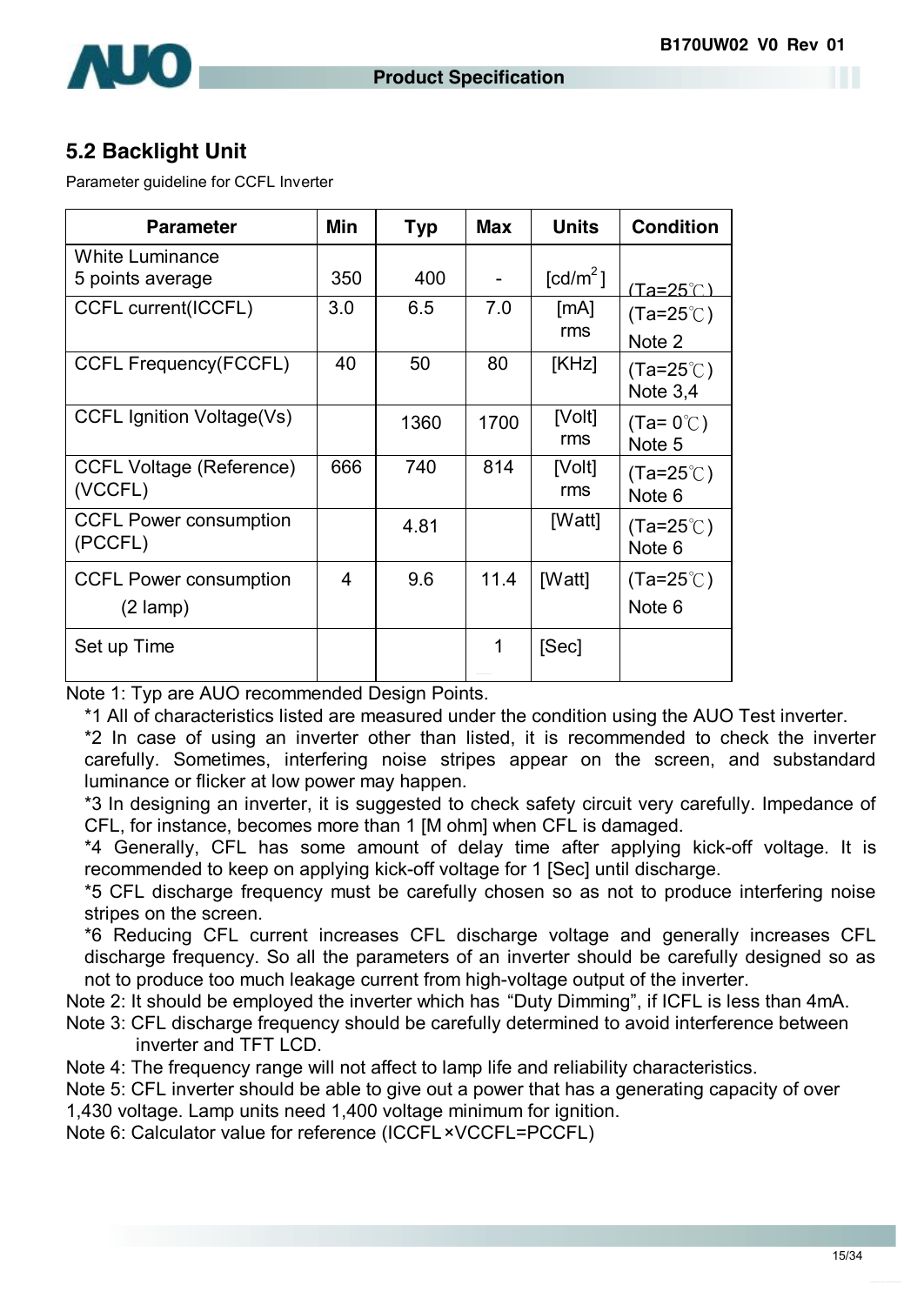## 5.2 Backlight Unit

Parameter guideline for CCFL Inverter

| Parameter | Min | Typ | Max | Units | Condition |
|---|---|---|---|---|---|
| White Luminance 5 points average | 350 | 400 | - | [cd/m$^2$] | (Ta=25℃) |
| CCFL current(ICCFL) | 3.0 | 6.5 | 7.0 | [mA] rms | (Ta=25℃) Note 2 |
| CCFL Frequency(FCCFL) | 40 | 50 | 80 | [KHz] | (Ta=25℃) Note 3,4 |
| CCFL Ignition Voltage(Vs) | | 1360 | 1700 | [Volt] rms | (Ta= 0℃) Note 5 |
| CCFL Voltage (Reference) (VCCFL) | 666 | 740 | 814 | [Volt] rms | (Ta=25℃) Note 6 |
| CCFL Power consumption (PCCFL) | | 4.81 | | [Watt] | (Ta=25℃) Note 6 |
| CCFL Power consumption (2 lamp) | 4 | 9.6 | 11.4 | [Watt] | (Ta=25℃) Note 6 |
| Set up Time | | | 1 | [Sec] | |

Note 1: Typ are AUO recommended Design Points.

*1 All of characteristics listed are measured under the condition using the AUO Test inverter.

*2 In case of using an inverter other than listed, it is recommended to check the inverter carefully. Sometimes, interfering noise stripes appear on the screen, and substandard luminance or flicker at low power may happen.

*3 In designing an inverter, it is suggested to check safety circuit very carefully. Impedance of CFL, for instance, becomes more than 1 [M ohm] when CFL is damaged.

*4 Generally, CFL has some amount of delay time after applying kick-off voltage. It is recommended to keep on applying kick-off voltage for 1 [Sec] until discharge.

*5 CFL discharge frequency must be carefully chosen so as not to produce interfering noise stripes on the screen.

*6 Reducing CFL current increases CFL discharge voltage and generally increases CFL discharge frequency. So all the parameters of an inverter should be carefully designed so as not to produce too much leakage current from high-voltage output of the inverter.

Note 2: It should be employed the inverter which has "Duty Dimming", if ICFL is less than 4mA.

Note 3: CFL discharge frequency should be carefully determined to avoid interference between inverter and TFT LCD.

Note 4: The frequency range will not affect to lamp life and reliability characteristics.

Note 5: CFL inverter should be able to give out a power that has a generating capacity of over 1,430 voltage. Lamp units need 1,400 voltage minimum for ignition.

Note 6: Calculator value for reference (ICCFL×VCCFL=PCCFL)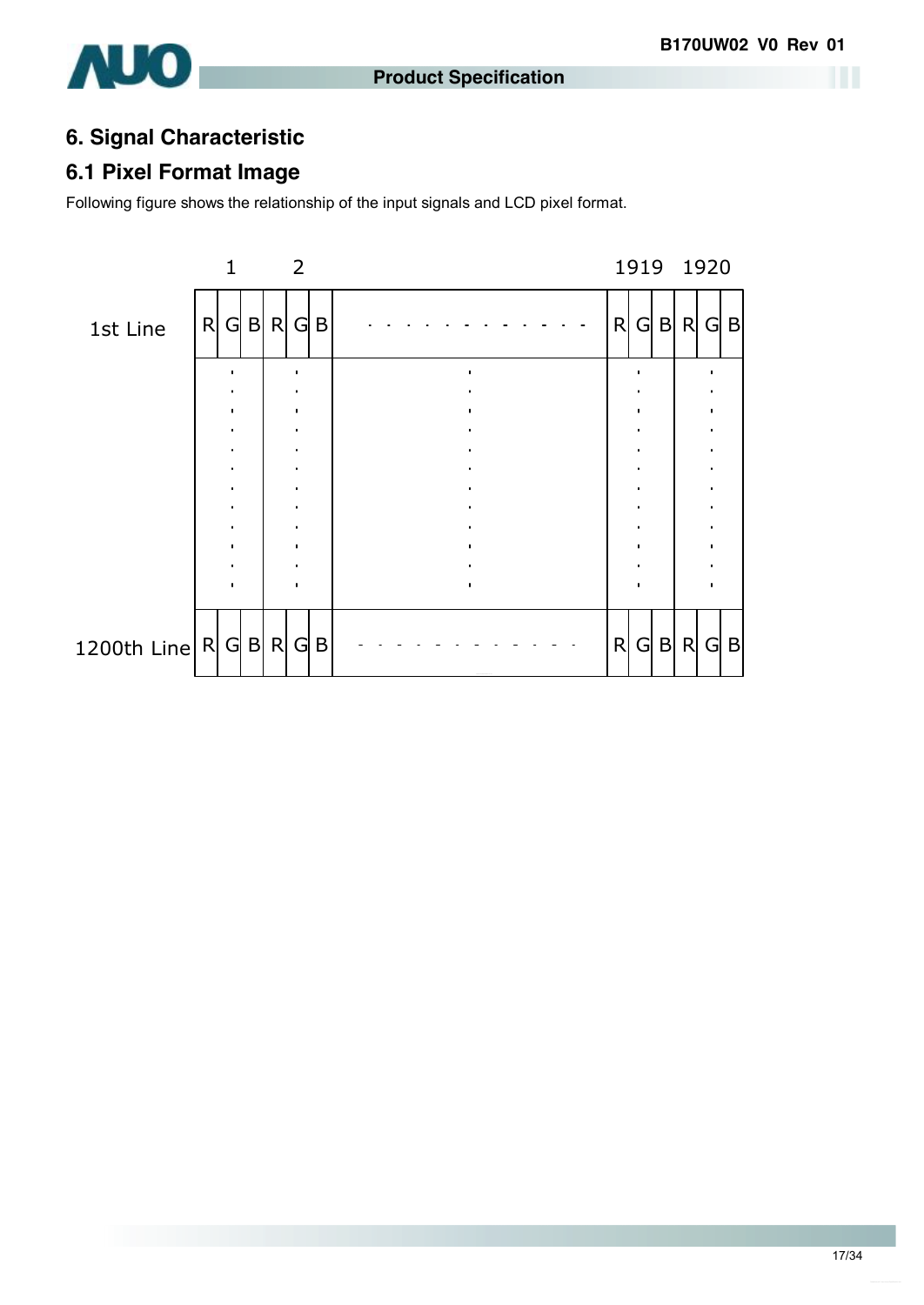## 6. Signal Characteristic

### 6.1 Pixel Format Image

Following figure shows the relationship of the input signals and LCD pixel format.

|  | 1 | | | 2 | | | | 1919 | | | 1920 | | |
|---|---|---|---|---|---|---|---|---|---|---|---|---|---|
| 1st Line | R | G | B | R | G | B | · · · · · · · · · · · · | R | G | B | R | G | B |
|  | ⋮ | | | ⋮ | | | ⋮ | ⋮ | | | ⋮ | | |
| 1200th Line | R | G | B | R | G | B | · · · · · · · · · · · · | R | G | B | R | G | B |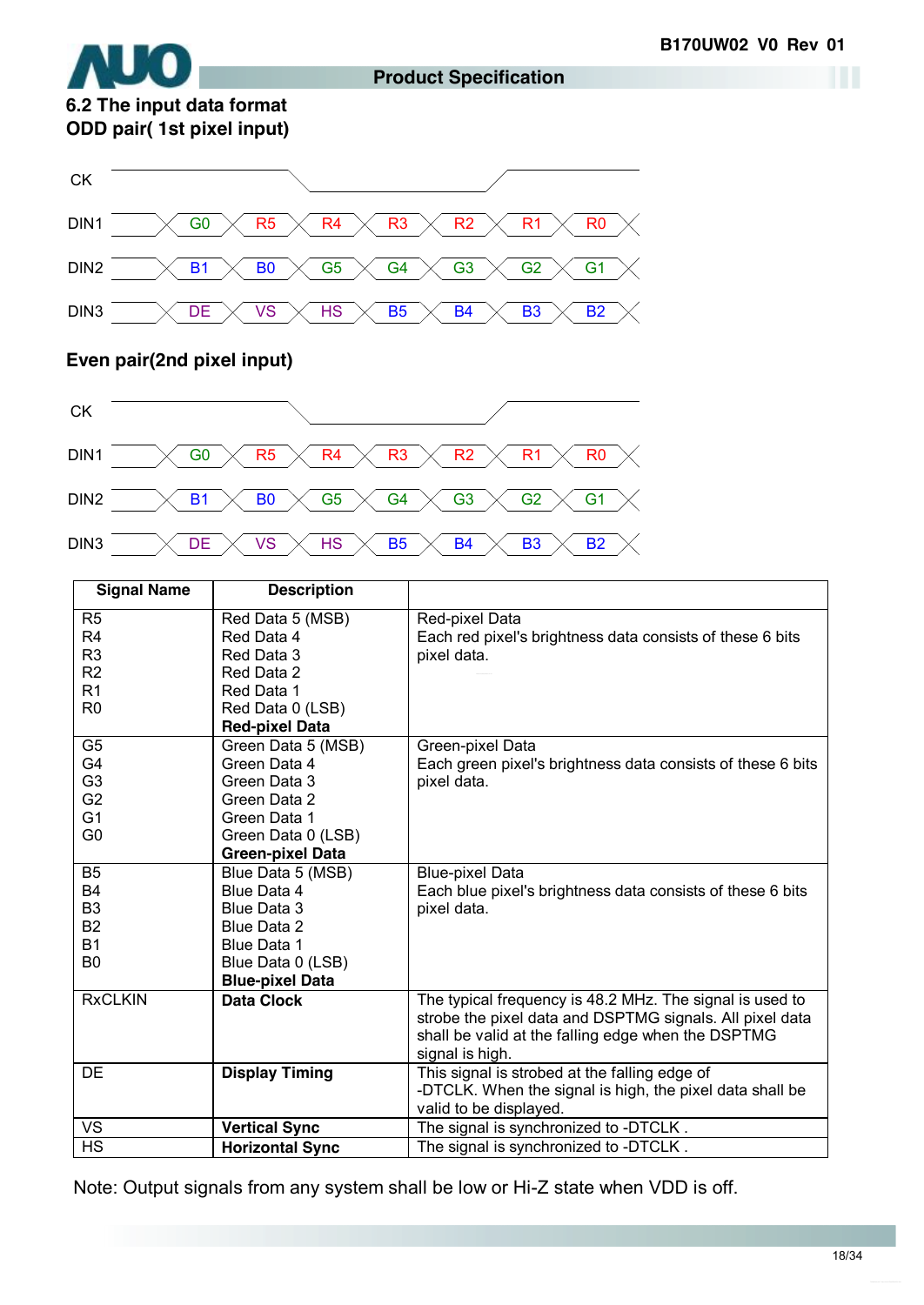## 6.2 The input data format

**ODD pair( 1st pixel input)**

| CK | | | | | | | |
|---|---|---|---|---|---|---|---|
| DIN1 | G0 | R5 | R4 | R3 | R2 | R1 | R0 |
| DIN2 | B1 | B0 | G5 | G4 | G3 | G2 | G1 |
| DIN3 | DE | VS | HS | B5 | B4 | B3 | B2 |

**Even pair(2nd pixel input)**

| CK | | | | | | | |
|---|---|---|---|---|---|---|---|
| DIN1 | G0 | R5 | R4 | R3 | R2 | R1 | R0 |
| DIN2 | B1 | B0 | G5 | G4 | G3 | G2 | G1 |
| DIN3 | DE | VS | HS | B5 | B4 | B3 | B2 |

| Signal Name | Description | |
|---|---|---|
| R5<br>R4<br>R3<br>R2<br>R1<br>R0 | Red Data 5 (MSB)<br>Red Data 4<br>Red Data 3<br>Red Data 2<br>Red Data 1<br>Red Data 0 (LSB)<br>**Red-pixel Data** | Red-pixel Data<br>Each red pixel's brightness data consists of these 6 bits pixel data. |
| G5<br>G4<br>G3<br>G2<br>G1<br>G0 | Green Data 5 (MSB)<br>Green Data 4<br>Green Data 3<br>Green Data 2<br>Green Data 1<br>Green Data 0 (LSB)<br>**Green-pixel Data** | Green-pixel Data<br>Each green pixel's brightness data consists of these 6 bits pixel data. |
| B5<br>B4<br>B3<br>B2<br>B1<br>B0 | Blue Data 5 (MSB)<br>Blue Data 4<br>Blue Data 3<br>Blue Data 2<br>Blue Data 1<br>Blue Data 0 (LSB)<br>**Blue-pixel Data** | Blue-pixel Data<br>Each blue pixel's brightness data consists of these 6 bits pixel data. |
| RxCLKIN | **Data Clock** | The typical frequency is 48.2 MHz. The signal is used to strobe the pixel data and DSPTMG signals. All pixel data shall be valid at the falling edge when the DSPTMG signal is high. |
| DE | **Display Timing** | This signal is strobed at the falling edge of -DTCLK. When the signal is high, the pixel data shall be valid to be displayed. |
| VS | **Vertical Sync** | The signal is synchronized to -DTCLK . |
| HS | **Horizontal Sync** | The signal is synchronized to -DTCLK . |

Note: Output signals from any system shall be low or Hi-Z state when VDD is off.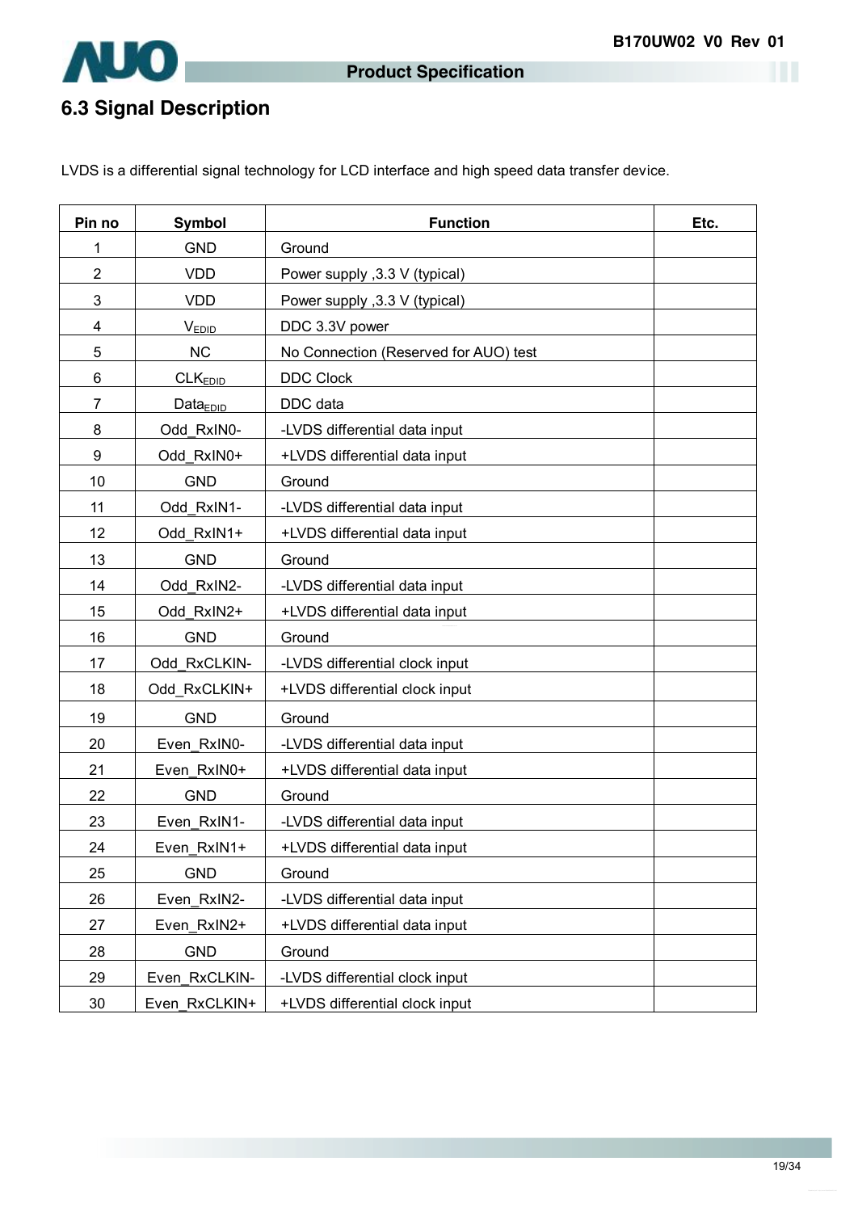## 6.3 Signal Description

LVDS is a differential signal technology for LCD interface and high speed data transfer device.

| Pin no | Symbol | Function | Etc. |
|---|---|---|---|
| 1 | GND | Ground | |
| 2 | VDD | Power supply ,3.3 V (typical) | |
| 3 | VDD | Power supply ,3.3 V (typical) | |
| 4 | $V_{EDID}$ | DDC 3.3V power | |
| 5 | NC | No Connection (Reserved for AUO) test | |
| 6 | $CLK_{EDID}$ | DDC Clock | |
| 7 | $Data_{EDID}$ | DDC data | |
| 8 | Odd_RxIN0- | -LVDS differential data input | |
| 9 | Odd_RxIN0+ | +LVDS differential data input | |
| 10 | GND | Ground | |
| 11 | Odd_RxIN1- | -LVDS differential data input | |
| 12 | Odd_RxIN1+ | +LVDS differential data input | |
| 13 | GND | Ground | |
| 14 | Odd_RxIN2- | -LVDS differential data input | |
| 15 | Odd_RxIN2+ | +LVDS differential data input | |
| 16 | GND | Ground | |
| 17 | Odd_RxCLKIN- | -LVDS differential clock input | |
| 18 | Odd_RxCLKIN+ | +LVDS differential clock input | |
| 19 | GND | Ground | |
| 20 | Even_RxIN0- | -LVDS differential data input | |
| 21 | Even_RxIN0+ | +LVDS differential data input | |
| 22 | GND | Ground | |
| 23 | Even_RxIN1- | -LVDS differential data input | |
| 24 | Even_RxIN1+ | +LVDS differential data input | |
| 25 | GND | Ground | |
| 26 | Even_RxIN2- | -LVDS differential data input | |
| 27 | Even_RxIN2+ | +LVDS differential data input | |
| 28 | GND | Ground | |
| 29 | Even_RxCLKIN- | -LVDS differential clock input | |
| 30 | Even_RxCLKIN+ | +LVDS differential clock input | |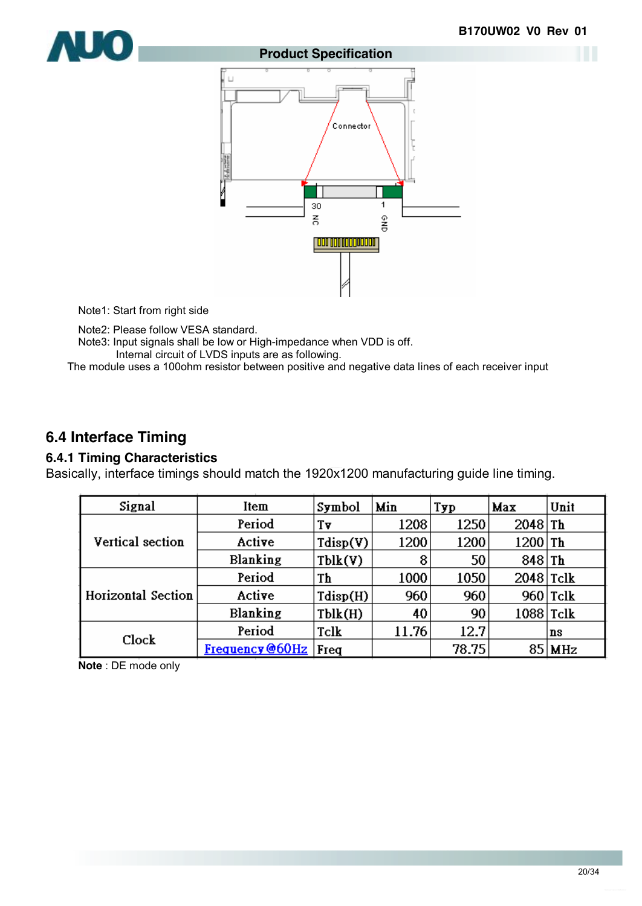Note1: Start from right side

Note2: Please follow VESA standard.
Note3: Input signals shall be low or High-impedance when VDD is off.
Internal circuit of LVDS inputs are as following.
The module uses a 100ohm resistor between positive and negative data lines of each receiver input

## 6.4 Interface Timing

### 6.4.1 Timing Characteristics

Basically, interface timings should match the 1920x1200 manufacturing guide line timing.

| Signal | Item | Symbol | Min | Typ | Max | Unit |
|---|---|---|---|---|---|---|
| Vertical section | Period | Tv | 1208 | 1250 | 2048 | Th |
| | Active | Tdisp(V) | 1200 | 1200 | 1200 | Th |
| | Blanking | Tblk(V) | 8 | 50 | 848 | Th |
| Horizontal Section | Period | Th | 1000 | 1050 | 2048 | Tclk |
| | Active | Tdisp(H) | 960 | 960 | 960 | Tclk |
| | Blanking | Tblk(H) | 40 | 90 | 1088 | Tclk |
| Clock | Period | Tclk | 11.76 | 12.7 | | ns |
| | Frequency@60Hz | Freq | | 78.75 | 85 | MHz |

**Note** : DE mode only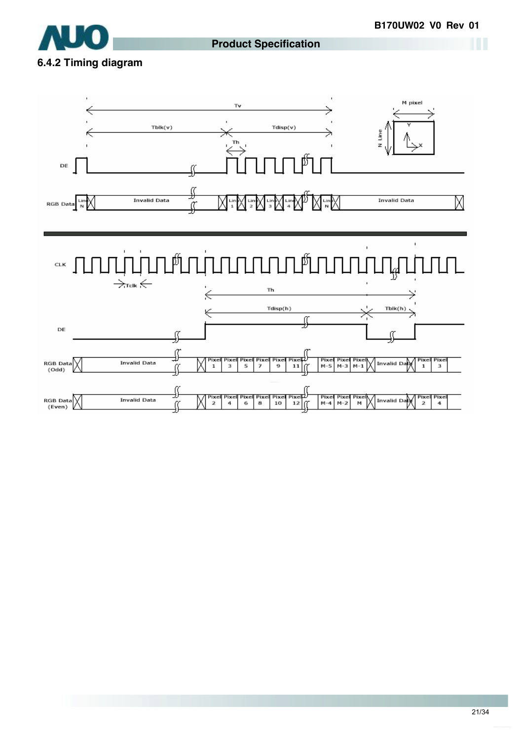### 6.4.2 Timing diagram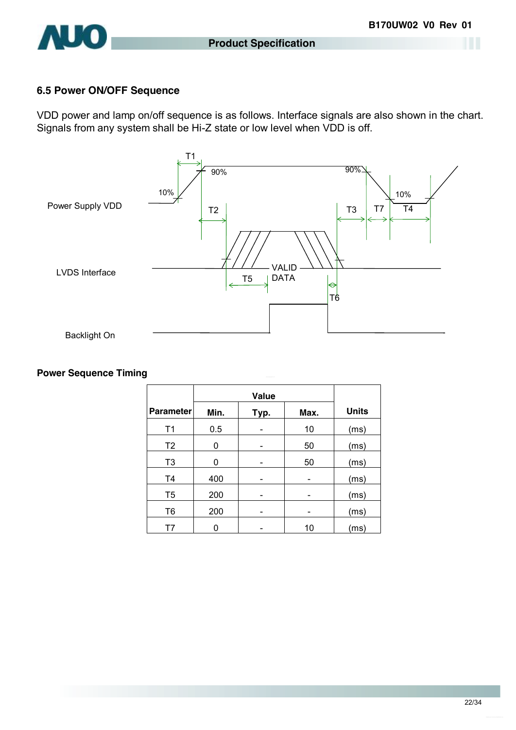## 6.5 Power ON/OFF Sequence

VDD power and lamp on/off sequence is as follows. Interface signals are also shown in the chart. Signals from any system shall be Hi-Z state or low level when VDD is off.

### Power Sequence Timing

| Parameter | Value | | | Units |
|---|---|---|---|---|
| | Min. | Typ. | Max. | |
| T1 | 0.5 | - | 10 | (ms) |
| T2 | 0 | - | 50 | (ms) |
| T3 | 0 | - | 50 | (ms) |
| T4 | 400 | - | - | (ms) |
| T5 | 200 | - | - | (ms) |
| T6 | 200 | - | - | (ms) |
| T7 | 0 | - | 10 | (ms) |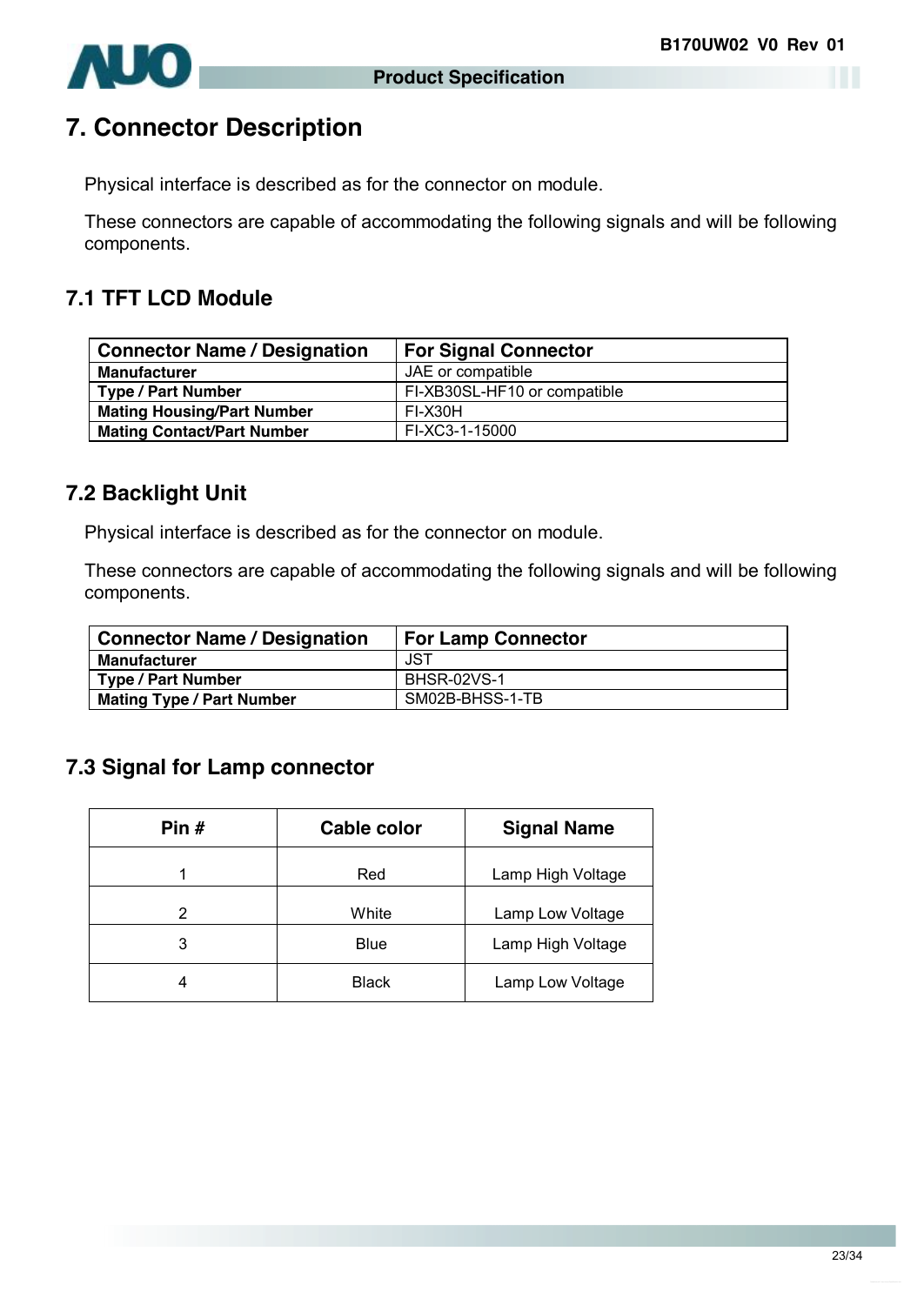# 7. Connector Description

Physical interface is described as for the connector on module.

These connectors are capable of accommodating the following signals and will be following components.

## 7.1 TFT LCD Module

| Connector Name / Designation | For Signal Connector |
|---|---|
| **Manufacturer** | JAE or compatible |
| **Type / Part Number** | FI-XB30SL-HF10 or compatible |
| **Mating Housing/Part Number** | FI-X30H |
| **Mating Contact/Part Number** | FI-XC3-1-15000 |

## 7.2 Backlight Unit

Physical interface is described as for the connector on module.

These connectors are capable of accommodating the following signals and will be following components.

| Connector Name / Designation | For Lamp Connector |
|---|---|
| **Manufacturer** | JST |
| **Type / Part Number** | BHSR-02VS-1 |
| **Mating Type / Part Number** | SM02B-BHSS-1-TB |

## 7.3 Signal for Lamp connector

| Pin # | Cable color | Signal Name |
|---|---|---|
| 1 | Red | Lamp High Voltage |
| 2 | White | Lamp Low Voltage |
| 3 | Blue | Lamp High Voltage |
| 4 | Black | Lamp Low Voltage |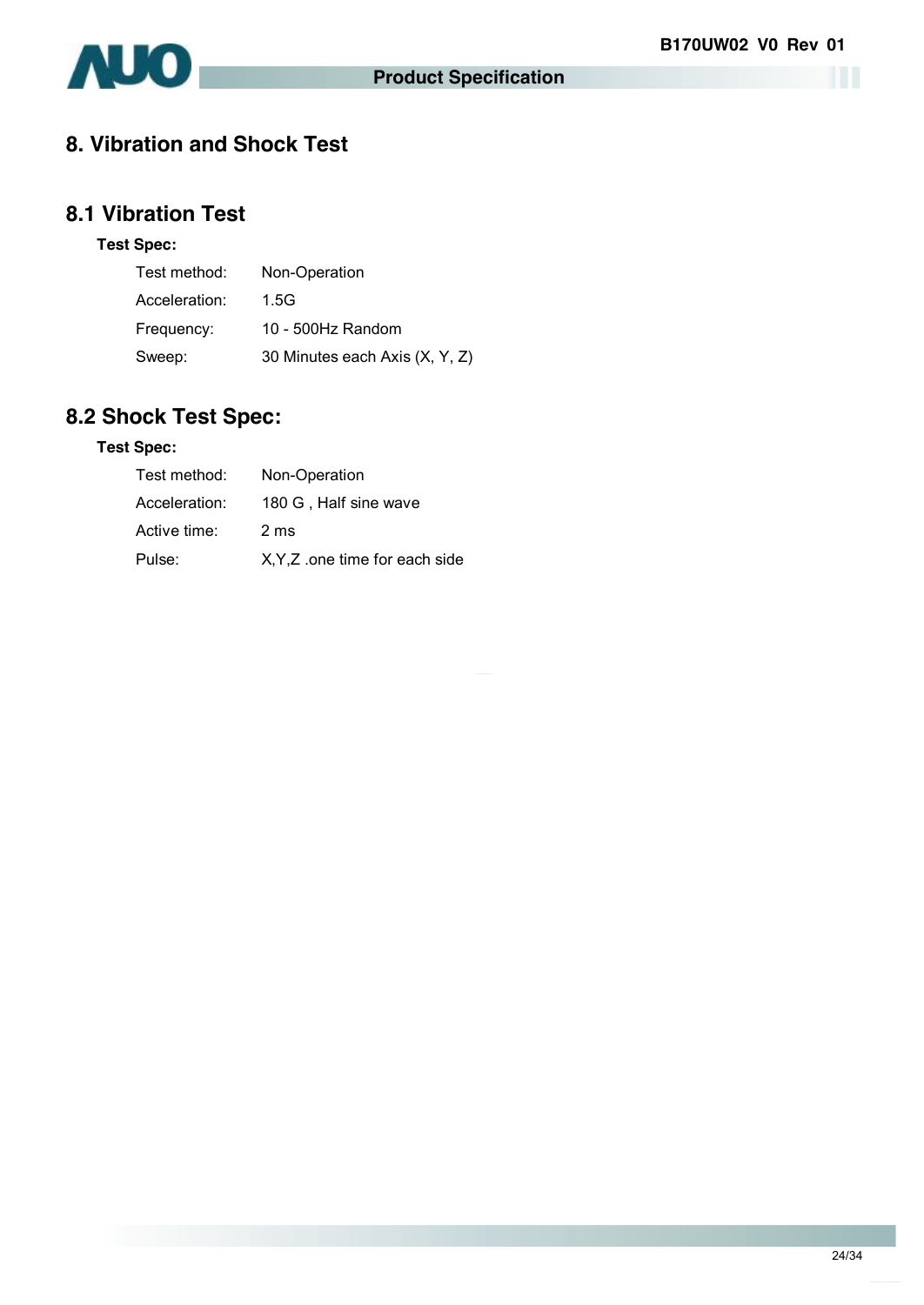# 8. Vibration and Shock Test

## 8.1 Vibration Test

**Test Spec:**

| | |
|---|---|
| Test method: | Non-Operation |
| Acceleration: | 1.5G |
| Frequency: | 10 - 500Hz Random |
| Sweep: | 30 Minutes each Axis (X, Y, Z) |

## 8.2 Shock Test Spec:

**Test Spec:**

| | |
|---|---|
| Test method: | Non-Operation |
| Acceleration: | 180 G , Half sine wave |
| Active time: | 2 ms |
| Pulse: | X,Y,Z .one time for each side |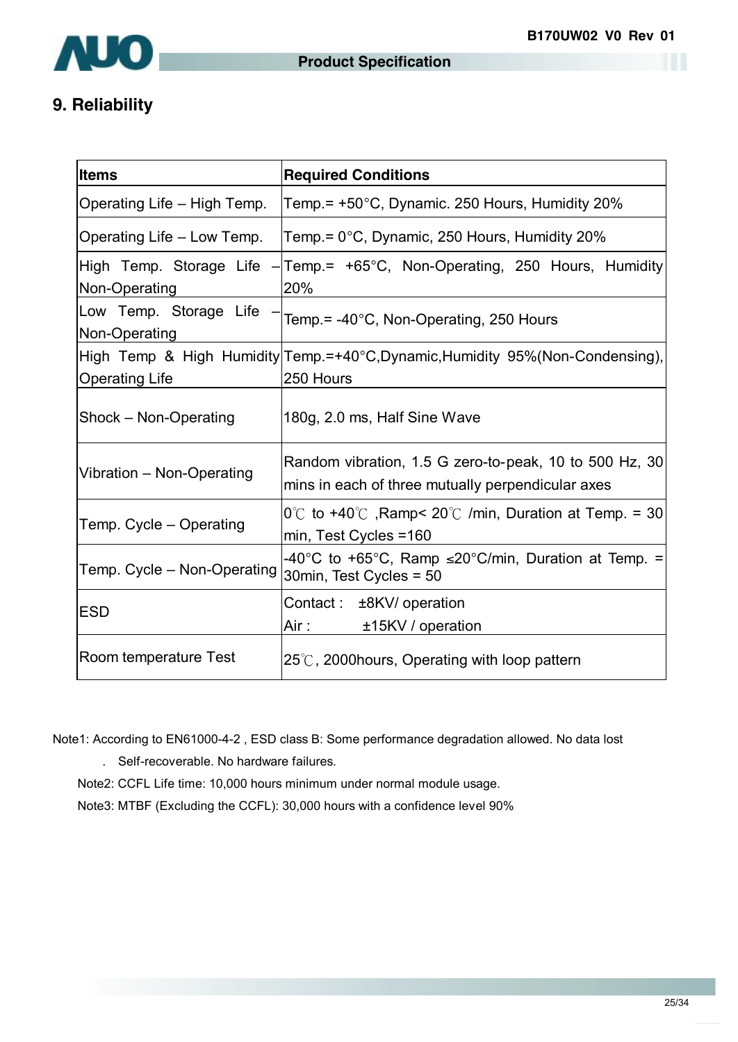## 9. Reliability

| Items | Required Conditions |
|---|---|
| Operating Life – High Temp. | Temp.= +50°C, Dynamic. 250 Hours, Humidity 20% |
| Operating Life – Low Temp. | Temp.= 0°C, Dynamic, 250 Hours, Humidity 20% |
| High Temp. Storage Life – Non-Operating | Temp.= +65°C, Non-Operating, 250 Hours, Humidity 20% |
| Low Temp. Storage Life – Non-Operating | Temp.= -40°C, Non-Operating, 250 Hours |
| High Temp & High Humidity Operating Life | Temp.=+40°C,Dynamic,Humidity 95%(Non-Condensing), 250 Hours |
| Shock – Non-Operating | 180g, 2.0 ms, Half Sine Wave |
| Vibration – Non-Operating | Random vibration, 1.5 G zero-to-peak, 10 to 500 Hz, 30 mins in each of three mutually perpendicular axes |
| Temp. Cycle – Operating | 0℃ to +40℃ ,Ramp< 20℃ /min, Duration at Temp. = 30 min, Test Cycles =160 |
| Temp. Cycle – Non-Operating | -40°C to +65°C, Ramp ≤20°C/min, Duration at Temp. = 30min, Test Cycles = 50 |
| ESD | Contact : ±8KV/ operation<br>Air : ±15KV / operation |
| Room temperature Test | 25℃, 2000hours, Operating with loop pattern |

Note1: According to EN61000-4-2 , ESD class B: Some performance degradation allowed. No data lost . Self-recoverable. No hardware failures.

Note2: CCFL Life time: 10,000 hours minimum under normal module usage.

Note3: MTBF (Excluding the CCFL): 30,000 hours with a confidence level 90%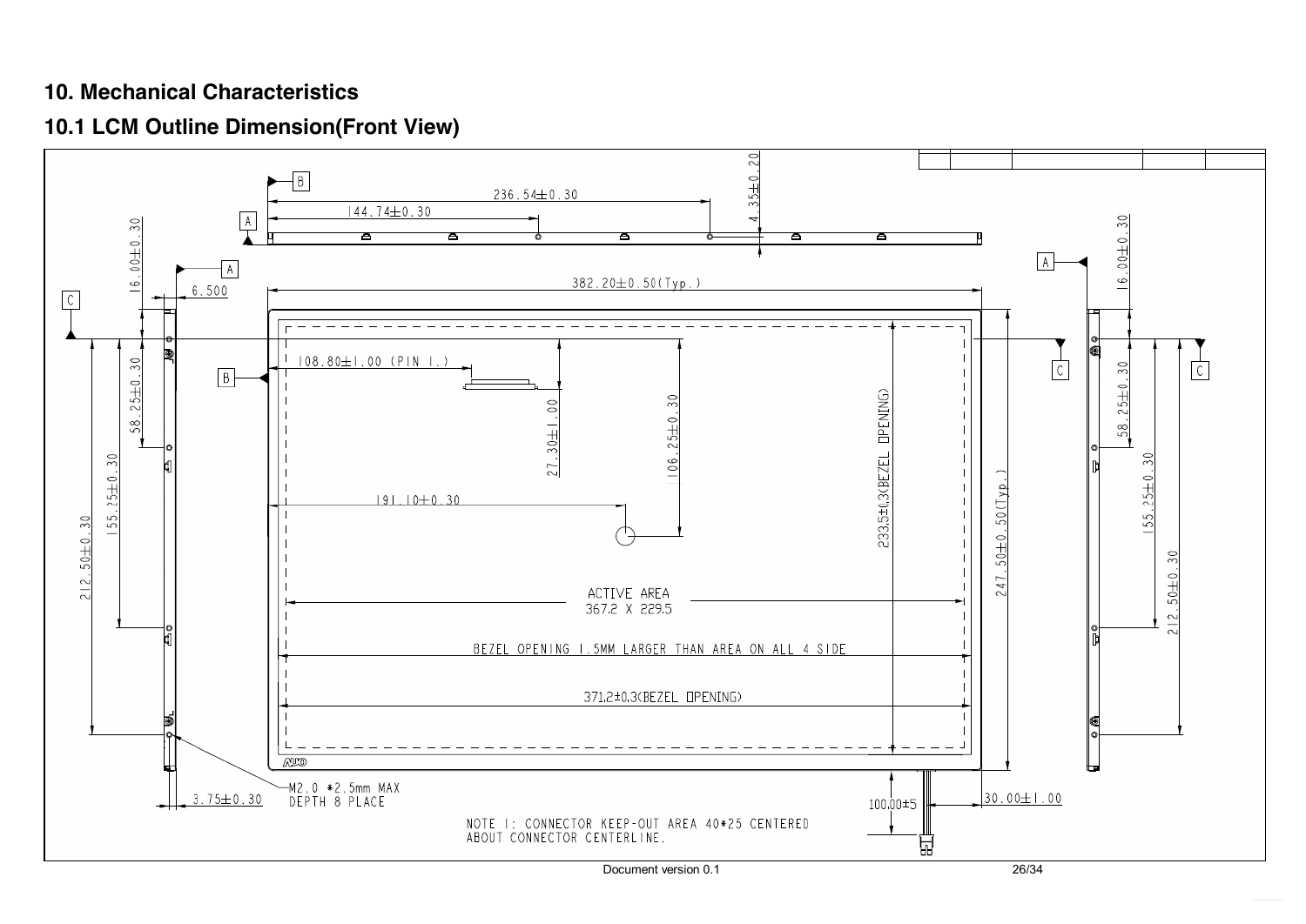# 10. Mechanical Characteristics

## 10.1 LCM Outline Dimension(Front View)

236.54±0.30

144.74±0.30

4.35±0.20

16.00±0.30

6.500

382.20±0.50(Typ.)

108.80±1.00 (PIN 1.)

58.25±0.30

27.30±1.00

106.25±0.30

233.5±0.3(BEZEL OPENING)

155.25±0.30

191.10±0.30

247.50±0.50(Typ.)

212.50±0.30

ACTIVE AREA
367.2 X 229.5

BEZEL OPENING 1.5MM LARGER THAN AREA ON ALL 4 SIDE

371.2±0.3(BEZEL OPENING)

3.75±0.30

M2.0 *2.5mm MAX
DEPTH 8 PLACE

100.00±5

30.00±1.00

NOTE 1: CONNECTOR KEEP-OUT AREA 40*25 CENTERED
ABOUT CONNECTOR CENTERLINE.

Document version 0.1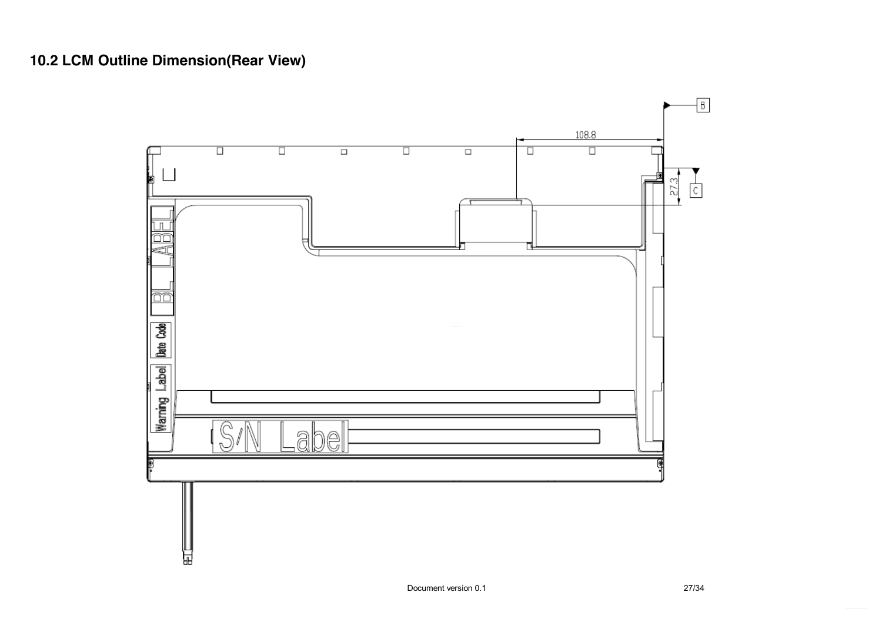## 10.2 LCM Outline Dimension(Rear View)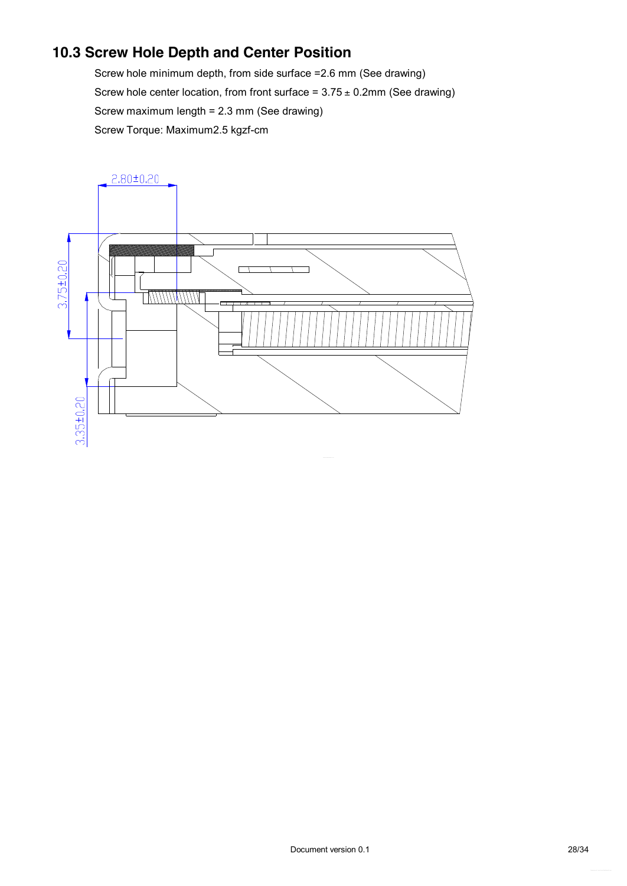## 10.3 Screw Hole Depth and Center Position

Screw hole minimum depth, from side surface =2.6 mm (See drawing)

Screw hole center location, from front surface = 3.75 ± 0.2mm (See drawing)

Screw maximum length = 2.3 mm (See drawing)

Screw Torque: Maximum2.5 kgzf-cm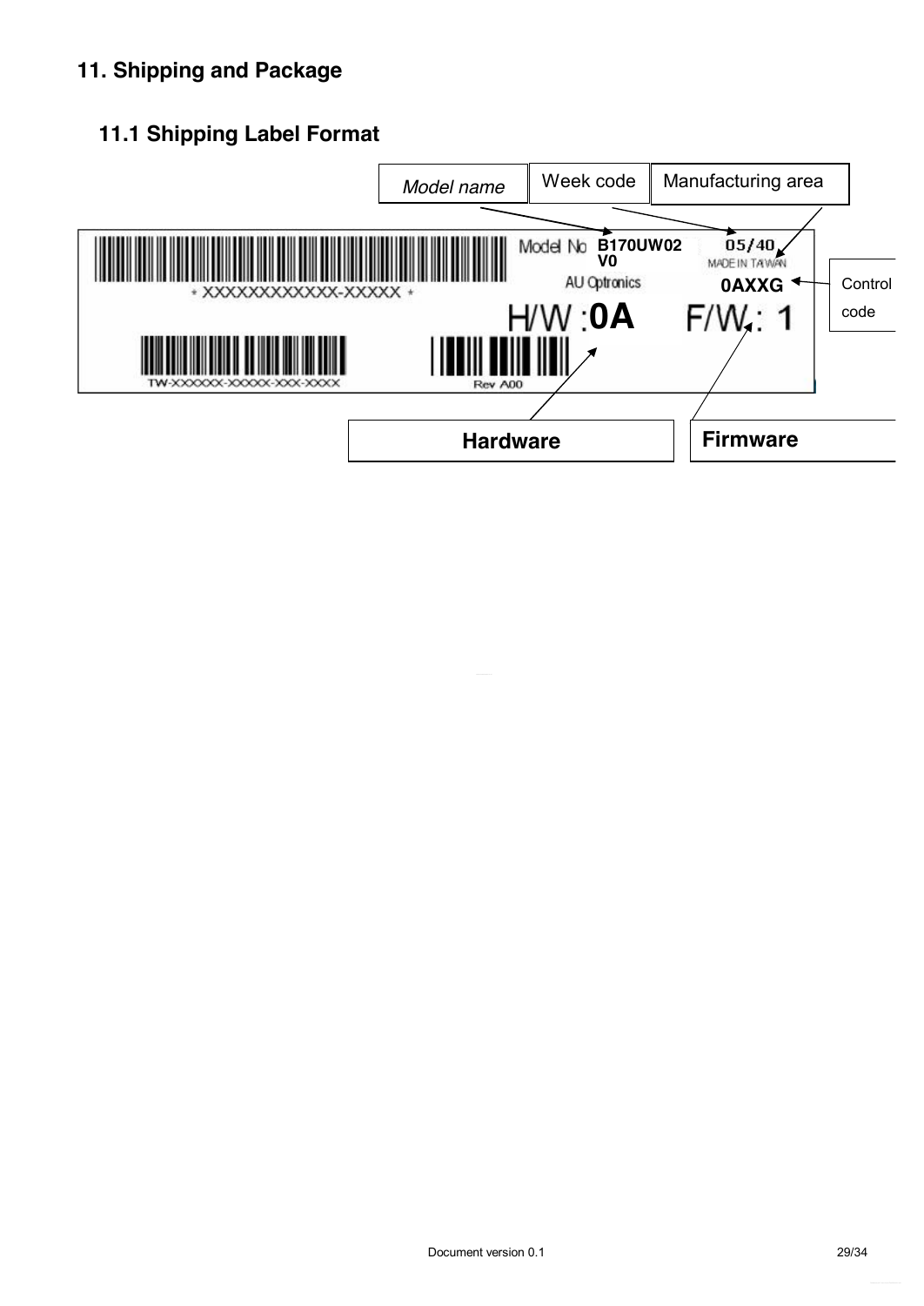## 11. Shipping and Package

### 11.1 Shipping Label Format

*Model name* | Week code | Manufacturing area

Model No **B170UW02 V0** 05/40 MADE IN TAIWAN

AU Optronics **0AXXG** ← Control code

\* XXXXXXXXXXX-XXXXX \*

H/W :**0A** F/W.: 1

TW-XXXXXX-XXXXX-XXX-XXXX Rev A00

**Hardware** | **Firmware**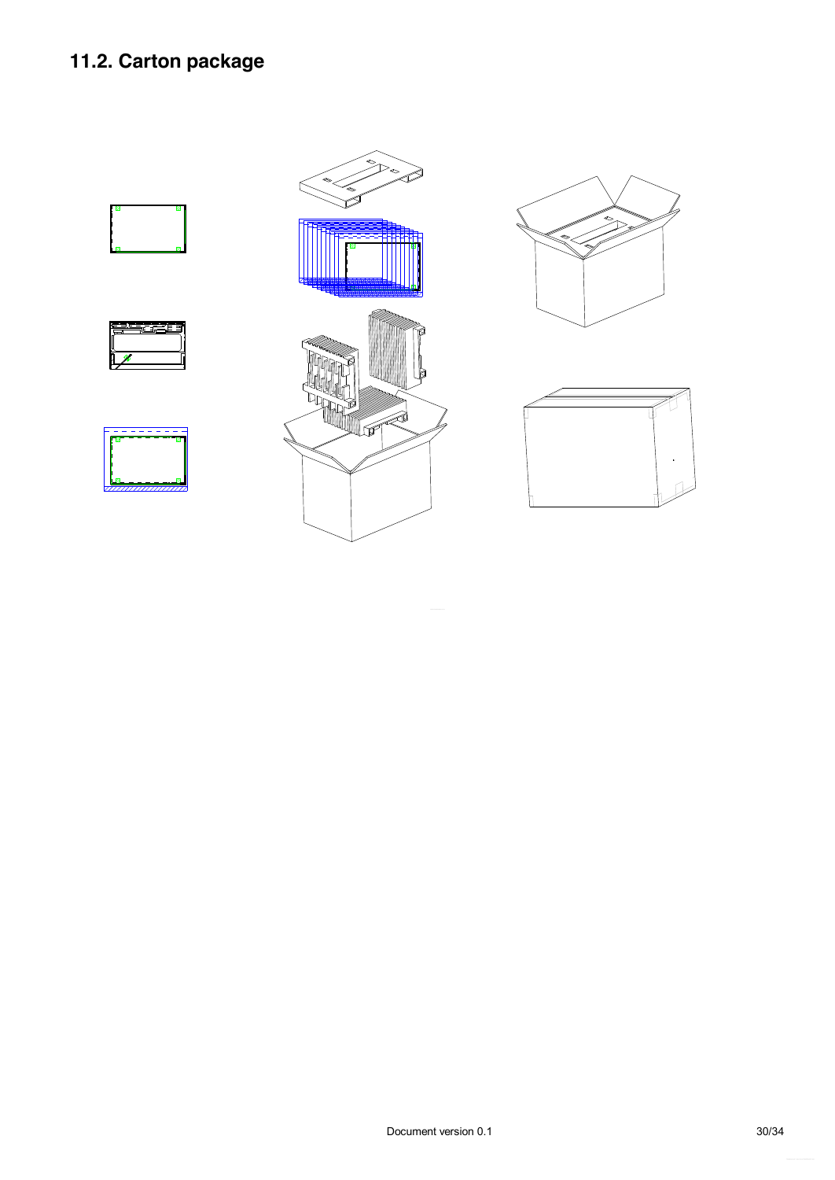## 11.2. Carton package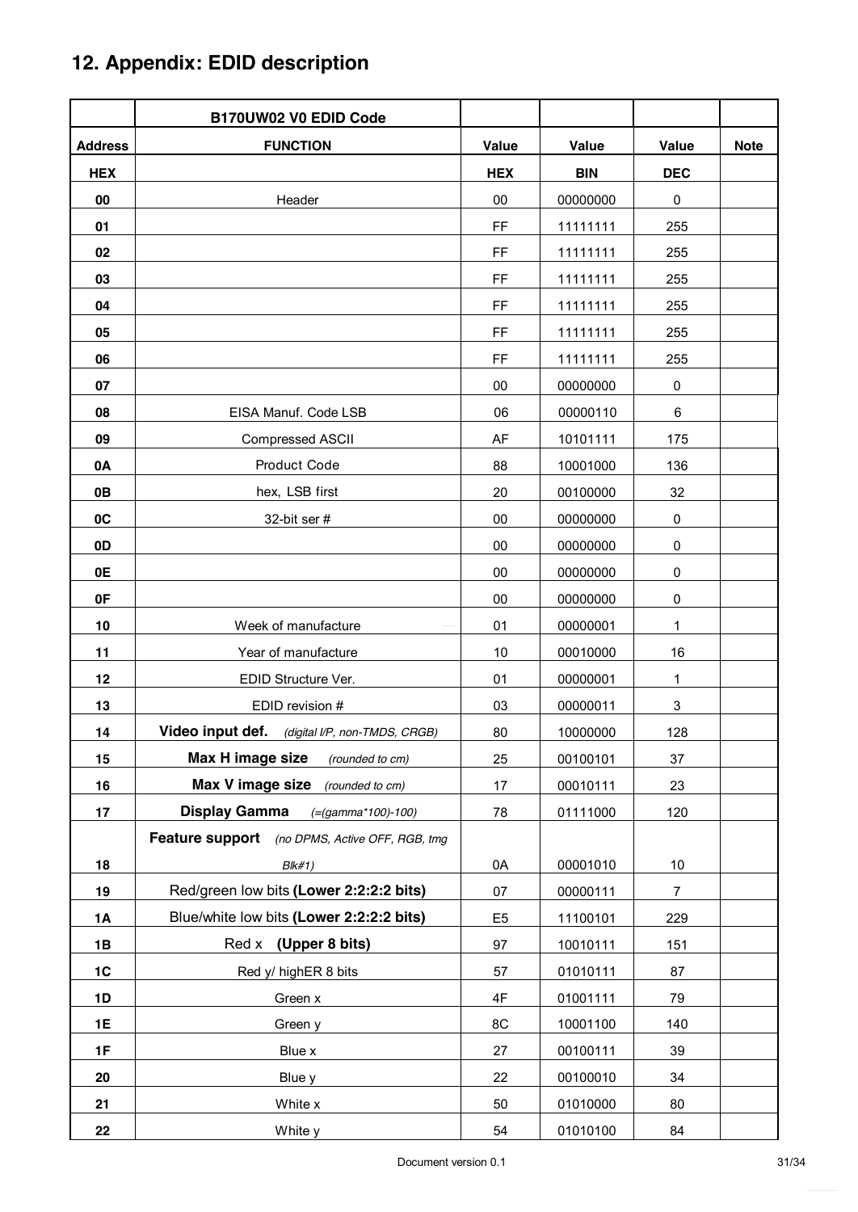## 12. Appendix: EDID description

| | B170UW02 V0 EDID Code | | | | |
|---|---|---|---|---|---|
| **Address** | **FUNCTION** | **Value** | **Value** | **Value** | **Note** |
| **HEX** | | **HEX** | **BIN** | **DEC** | |
| **00** | Header | 00 | 00000000 | 0 | |
| **01** | | FF | 11111111 | 255 | |
| **02** | | FF | 11111111 | 255 | |
| **03** | | FF | 11111111 | 255 | |
| **04** | | FF | 11111111 | 255 | |
| **05** | | FF | 11111111 | 255 | |
| **06** | | FF | 11111111 | 255 | |
| **07** | | 00 | 00000000 | 0 | |
| **08** | EISA Manuf. Code LSB | 06 | 00000110 | 6 | |
| **09** | Compressed ASCII | AF | 10101111 | 175 | |
| **0A** | Product Code | 88 | 10001000 | 136 | |
| **0B** | hex, LSB first | 20 | 00100000 | 32 | |
| **0C** | 32-bit ser # | 00 | 00000000 | 0 | |
| **0D** | | 00 | 00000000 | 0 | |
| **0E** | | 00 | 00000000 | 0 | |
| **0F** | | 00 | 00000000 | 0 | |
| **10** | Week of manufacture | 01 | 00000001 | 1 | |
| **11** | Year of manufacture | 10 | 00010000 | 16 | |
| **12** | EDID Structure Ver. | 01 | 00000001 | 1 | |
| **13** | EDID revision # | 03 | 00000011 | 3 | |
| **14** | **Video input def.** *(digital I/P, non-TMDS, CRGB)* | 80 | 10000000 | 128 | |
| **15** | **Max H image size** *(rounded to cm)* | 25 | 00100101 | 37 | |
| **16** | **Max V image size** *(rounded to cm)* | 17 | 00010111 | 23 | |
| **17** | **Display Gamma** *(=(gamma*100)-100)* | 78 | 01111000 | 120 | |
| **18** | **Feature support** *(no DPMS, Active OFF, RGB, tmg Blk#1)* | 0A | 00001010 | 10 | |
| **19** | Red/green low bits **(Lower 2:2:2:2 bits)** | 07 | 00000111 | 7 | |
| **1A** | Blue/white low bits **(Lower 2:2:2:2 bits)** | E5 | 11100101 | 229 | |
| **1B** | Red x **(Upper 8 bits)** | 97 | 10010111 | 151 | |
| **1C** | Red y/ highER 8 bits | 57 | 01010111 | 87 | |
| **1D** | Green x | 4F | 01001111 | 79 | |
| **1E** | Green y | 8C | 10001100 | 140 | |
| **1F** | Blue x | 27 | 00100111 | 39 | |
| **20** | Blue y | 22 | 00100010 | 34 | |
| **21** | White x | 50 | 01010000 | 80 | |
| **22** | White y | 54 | 01010100 | 84 | |

Document version 0.1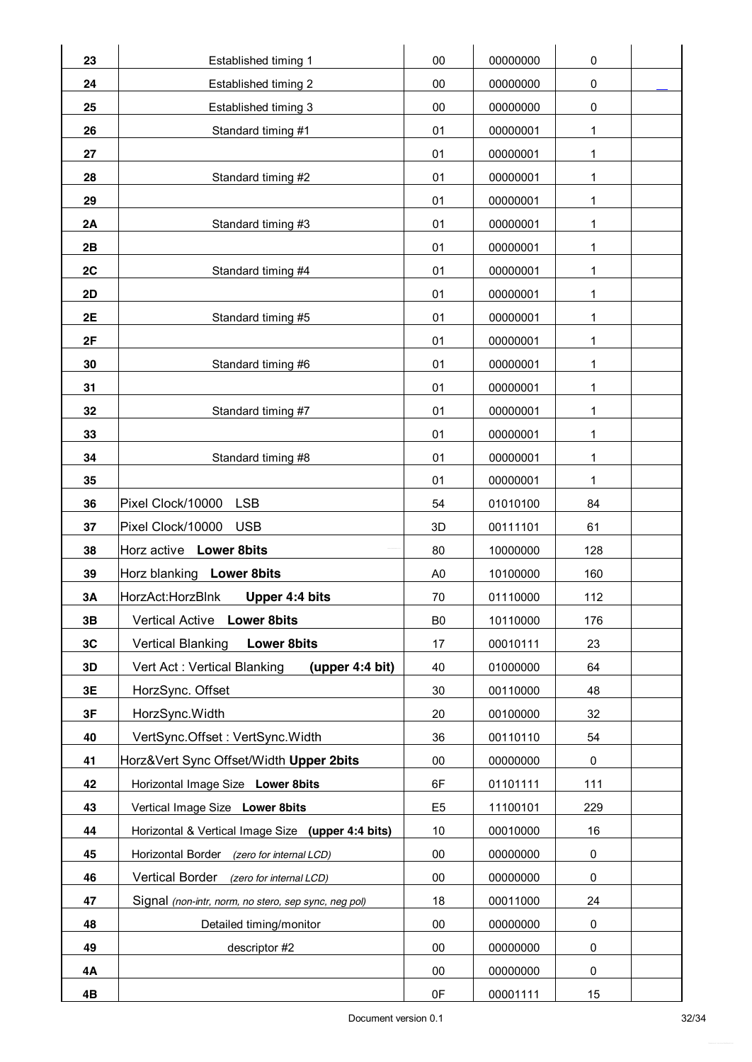| | | | | | |
|---|---|---|---|---|---|
| **23** | Established timing 1 | 00 | 00000000 | 0 | |
| **24** | Established timing 2 | 00 | 00000000 | 0 | |
| **25** | Established timing 3 | 00 | 00000000 | 0 | |
| **26** | Standard timing #1 | 01 | 00000001 | 1 | |
| **27** | | 01 | 00000001 | 1 | |
| **28** | Standard timing #2 | 01 | 00000001 | 1 | |
| **29** | | 01 | 00000001 | 1 | |
| **2A** | Standard timing #3 | 01 | 00000001 | 1 | |
| **2B** | | 01 | 00000001 | 1 | |
| **2C** | Standard timing #4 | 01 | 00000001 | 1 | |
| **2D** | | 01 | 00000001 | 1 | |
| **2E** | Standard timing #5 | 01 | 00000001 | 1 | |
| **2F** | | 01 | 00000001 | 1 | |
| **30** | Standard timing #6 | 01 | 00000001 | 1 | |
| **31** | | 01 | 00000001 | 1 | |
| **32** | Standard timing #7 | 01 | 00000001 | 1 | |
| **33** | | 01 | 00000001 | 1 | |
| **34** | Standard timing #8 | 01 | 00000001 | 1 | |
| **35** | | 01 | 00000001 | 1 | |
| **36** | Pixel Clock/10000 LSB | 54 | 01010100 | 84 | |
| **37** | Pixel Clock/10000 USB | 3D | 00111101 | 61 | |
| **38** | Horz active **Lower 8bits** | 80 | 10000000 | 128 | |
| **39** | Horz blanking **Lower 8bits** | A0 | 10100000 | 160 | |
| **3A** | HorzAct:HorzBlnk **Upper 4:4 bits** | 70 | 01110000 | 112 | |
| **3B** | Vertical Active **Lower 8bits** | B0 | 10110000 | 176 | |
| **3C** | Vertical Blanking **Lower 8bits** | 17 | 00010111 | 23 | |
| **3D** | Vert Act : Vertical Blanking **(upper 4:4 bit)** | 40 | 01000000 | 64 | |
| **3E** | HorzSync. Offset | 30 | 00110000 | 48 | |
| **3F** | HorzSync.Width | 20 | 00100000 | 32 | |
| **40** | VertSync.Offset : VertSync.Width | 36 | 00110110 | 54 | |
| **41** | Horz&Vert Sync Offset/Width **Upper 2bits** | 00 | 00000000 | 0 | |
| **42** | Horizontal Image Size **Lower 8bits** | 6F | 01101111 | 111 | |
| **43** | Vertical Image Size **Lower 8bits** | E5 | 11100101 | 229 | |
| **44** | Horizontal & Vertical Image Size **(upper 4:4 bits)** | 10 | 00010000 | 16 | |
| **45** | Horizontal Border *(zero for internal LCD)* | 00 | 00000000 | 0 | |
| **46** | Vertical Border *(zero for internal LCD)* | 00 | 00000000 | 0 | |
| **47** | Signal *(non-intr, norm, no stero, sep sync, neg pol)* | 18 | 00011000 | 24 | |
| **48** | Detailed timing/monitor | 00 | 00000000 | 0 | |
| **49** | descriptor #2 | 00 | 00000000 | 0 | |
| **4A** | | 00 | 00000000 | 0 | |
| **4B** | | 0F | 00001111 | 15 | |

Document version 0.1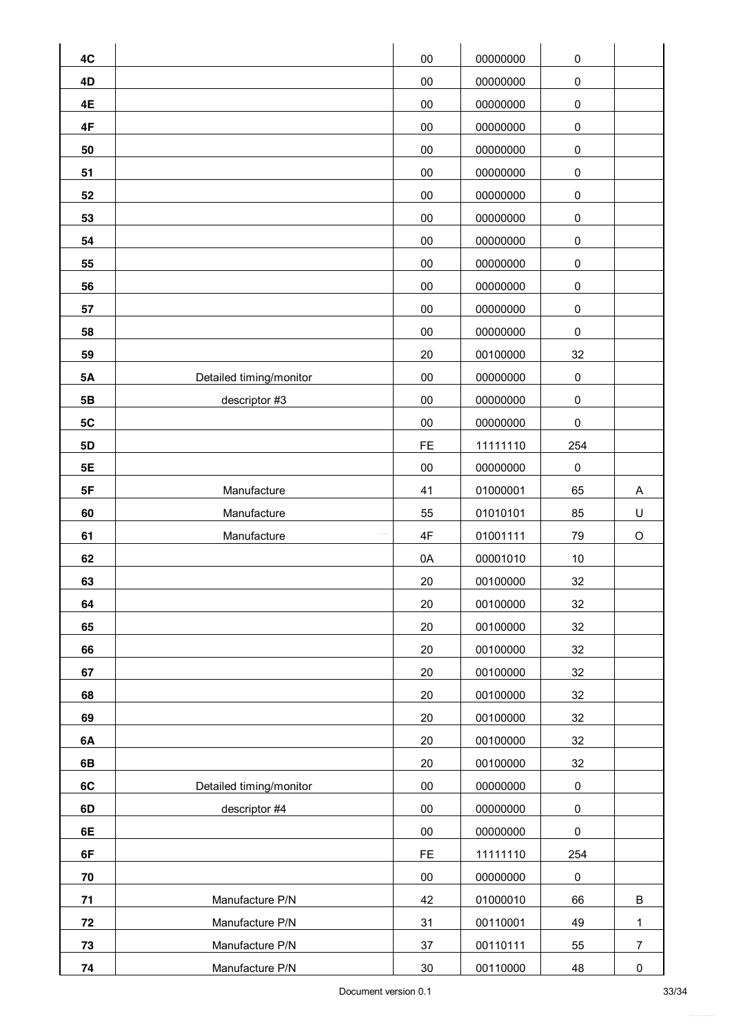| | | | | | |
|---|---|---|---|---|---|
| **4C** | | 00 | 00000000 | 0 | |
| **4D** | | 00 | 00000000 | 0 | |
| **4E** | | 00 | 00000000 | 0 | |
| **4F** | | 00 | 00000000 | 0 | |
| **50** | | 00 | 00000000 | 0 | |
| **51** | | 00 | 00000000 | 0 | |
| **52** | | 00 | 00000000 | 0 | |
| **53** | | 00 | 00000000 | 0 | |
| **54** | | 00 | 00000000 | 0 | |
| **55** | | 00 | 00000000 | 0 | |
| **56** | | 00 | 00000000 | 0 | |
| **57** | | 00 | 00000000 | 0 | |
| **58** | | 00 | 00000000 | 0 | |
| **59** | | 20 | 00100000 | 32 | |
| **5A** | Detailed timing/monitor | 00 | 00000000 | 0 | |
| **5B** | descriptor #3 | 00 | 00000000 | 0 | |
| **5C** | | 00 | 00000000 | 0 | |
| **5D** | | FE | 11111110 | 254 | |
| **5E** | | 00 | 00000000 | 0 | |
| **5F** | Manufacture | 41 | 01000001 | 65 | A |
| **60** | Manufacture | 55 | 01010101 | 85 | U |
| **61** | Manufacture | 4F | 01001111 | 79 | O |
| **62** | | 0A | 00001010 | 10 | |
| **63** | | 20 | 00100000 | 32 | |
| **64** | | 20 | 00100000 | 32 | |
| **65** | | 20 | 00100000 | 32 | |
| **66** | | 20 | 00100000 | 32 | |
| **67** | | 20 | 00100000 | 32 | |
| **68** | | 20 | 00100000 | 32 | |
| **69** | | 20 | 00100000 | 32 | |
| **6A** | | 20 | 00100000 | 32 | |
| **6B** | | 20 | 00100000 | 32 | |
| **6C** | Detailed timing/monitor | 00 | 00000000 | 0 | |
| **6D** | descriptor #4 | 00 | 00000000 | 0 | |
| **6E** | | 00 | 00000000 | 0 | |
| **6F** | | FE | 11111110 | 254 | |
| **70** | | 00 | 00000000 | 0 | |
| **71** | Manufacture P/N | 42 | 01000010 | 66 | B |
| **72** | Manufacture P/N | 31 | 00110001 | 49 | 1 |
| **73** | Manufacture P/N | 37 | 00110111 | 55 | 7 |
| **74** | Manufacture P/N | 30 | 00110000 | 48 | 0 |

Document version 0.1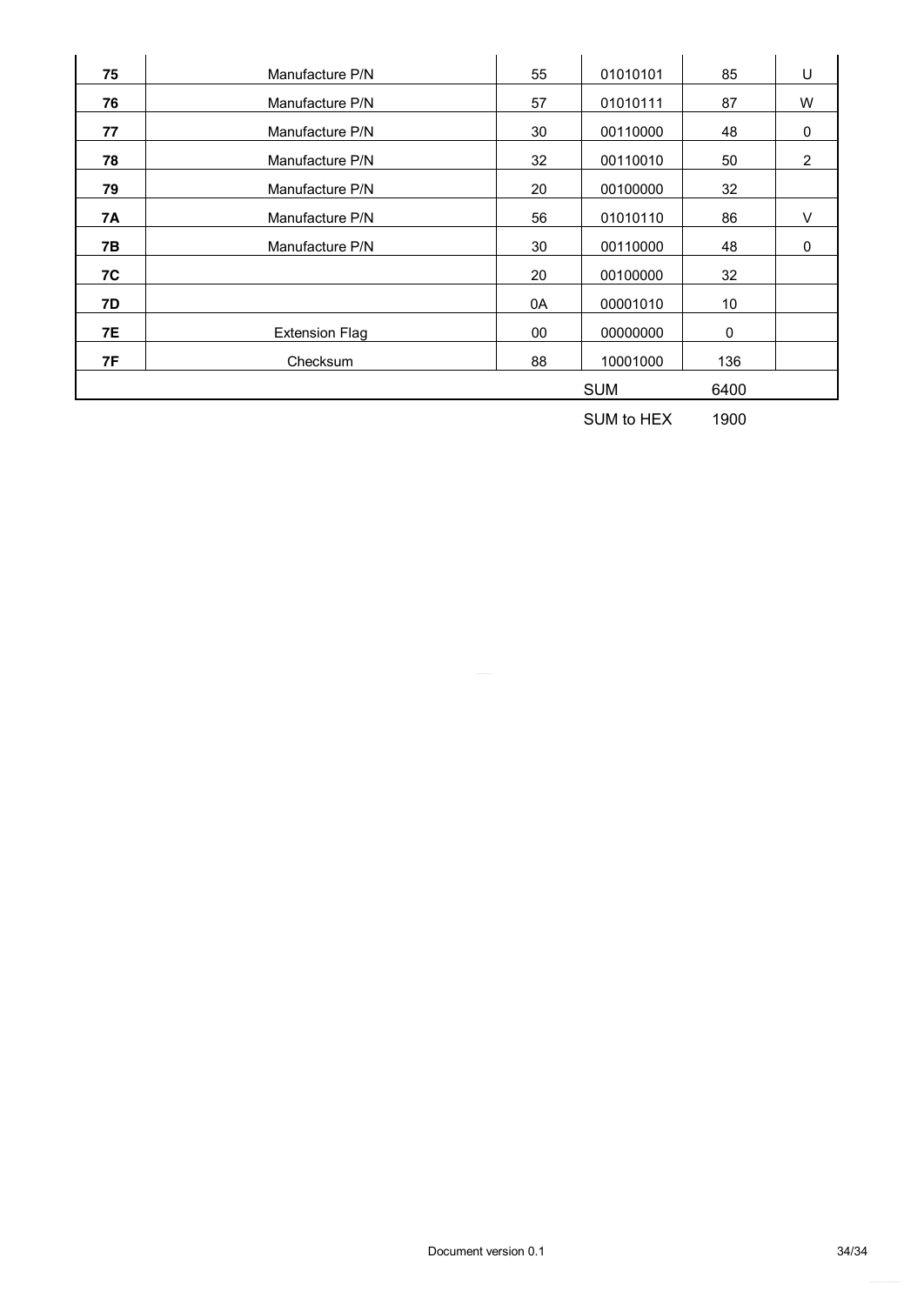| | | | | | |
|---|---|---|---|---|---|
| **75** | Manufacture P/N | 55 | 01010101 | 85 | U |
| **76** | Manufacture P/N | 57 | 01010111 | 87 | W |
| **77** | Manufacture P/N | 30 | 00110000 | 48 | 0 |
| **78** | Manufacture P/N | 32 | 00110010 | 50 | 2 |
| **79** | Manufacture P/N | 20 | 00100000 | 32 | |
| **7A** | Manufacture P/N | 56 | 01010110 | 86 | V |
| **7B** | Manufacture P/N | 30 | 00110000 | 48 | 0 |
| **7C** | | 20 | 00100000 | 32 | |
| **7D** | | 0A | 00001010 | 10 | |
| **7E** | Extension Flag | 00 | 00000000 | 0 | |
| **7F** | Checksum | 88 | 10001000 | 136 | |
| | | | SUM | 6400 | |
| | | | SUM to HEX | 1900 | |